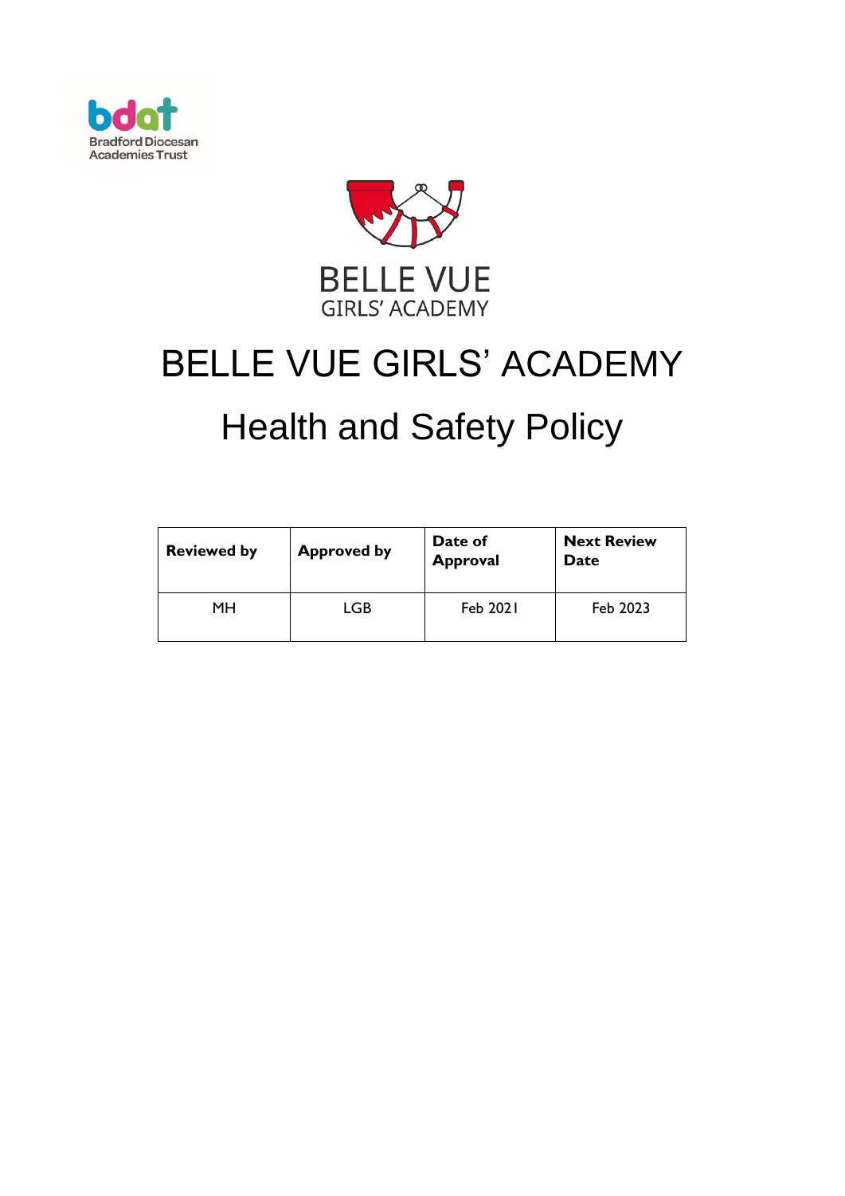# BELLE VUE GIRLS' ACADEMY

# Health and Safety Policy

| Reviewed by | Approved by | Date of Approval | Next Review Date |
|---|---|---|---|
| MH | LGB | Feb 2021 | Feb 2023 |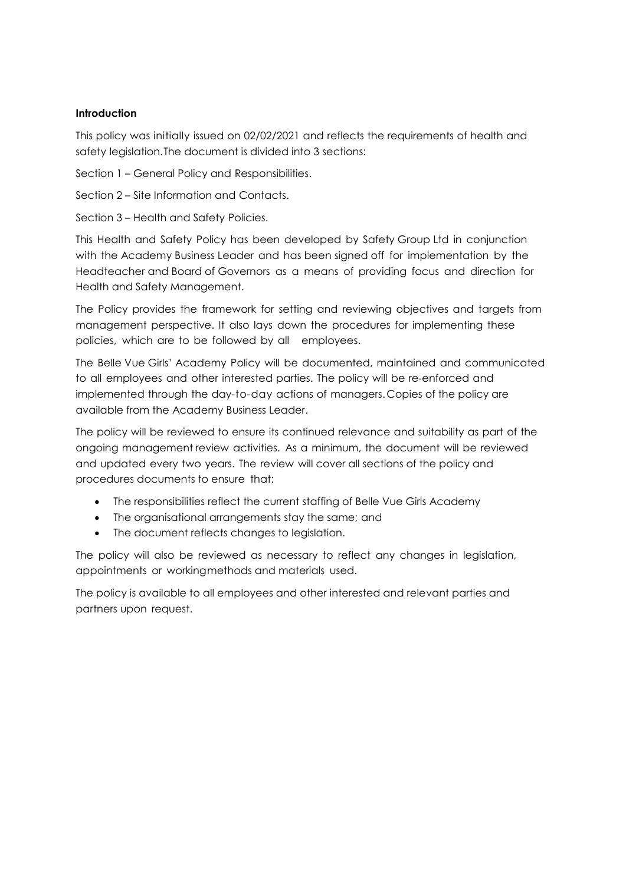**Introduction**

This policy was initially issued on 02/02/2021 and reflects the requirements of health and safety legislation. The document is divided into 3 sections:

Section 1 – General Policy and Responsibilities.

Section 2 – Site Information and Contacts.

Section 3 – Health and Safety Policies.

This Health and Safety Policy has been developed by Safety Group Ltd in conjunction with the Academy Business Leader and has been signed off for implementation by the Headteacher and Board of Governors as a means of providing focus and direction for Health and Safety Management.

The Policy provides the framework for setting and reviewing objectives and targets from management perspective. It also lays down the procedures for implementing these policies, which are to be followed by all employees.

The Belle Vue Girls' Academy Policy will be documented, maintained and communicated to all employees and other interested parties. The policy will be re-enforced and implemented through the day-to-day actions of managers. Copies of the policy are available from the Academy Business Leader.

The policy will be reviewed to ensure its continued relevance and suitability as part of the ongoing management review activities. As a minimum, the document will be reviewed and updated every two years. The review will cover all sections of the policy and procedures documents to ensure that:

- The responsibilities reflect the current staffing of Belle Vue Girls Academy
- The organisational arrangements stay the same; and
- The document reflects changes to legislation.

The policy will also be reviewed as necessary to reflect any changes in legislation, appointments or working methods and materials used.

The policy is available to all employees and other interested and relevant parties and partners upon request.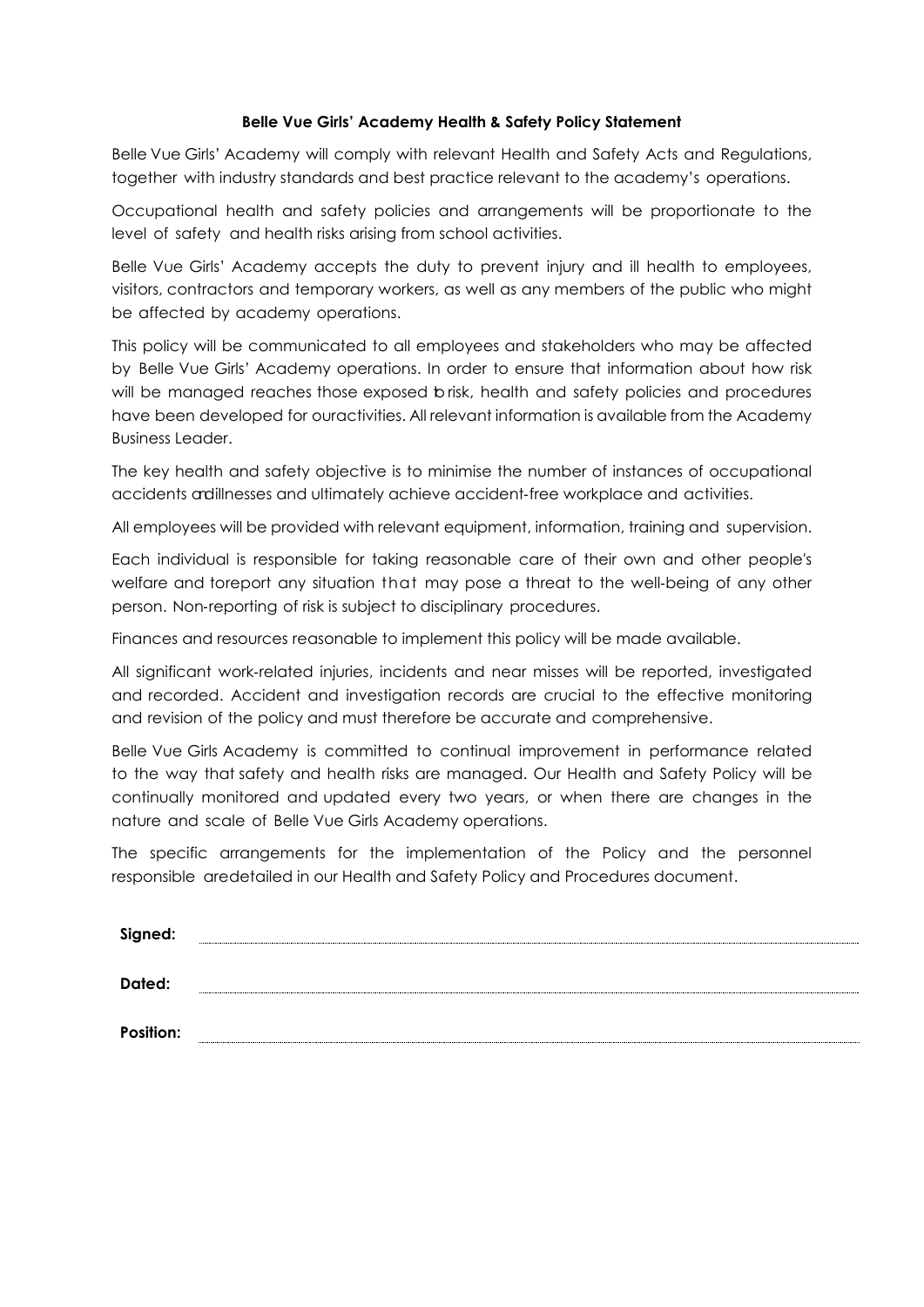**Belle Vue Girls' Academy Health & Safety Policy Statement**

Belle Vue Girls' Academy will comply with relevant Health and Safety Acts and Regulations, together with industry standards and best practice relevant to the academy's operations.

Occupational health and safety policies and arrangements will be proportionate to the level of safety and health risks arising from school activities.

Belle Vue Girls' Academy accepts the duty to prevent injury and ill health to employees, visitors, contractors and temporary workers, as well as any members of the public who might be affected by academy operations.

This policy will be communicated to all employees and stakeholders who may be affected by Belle Vue Girls' Academy operations. In order to ensure that information about how risk will be managed reaches those exposed to risk, health and safety policies and procedures have been developed for ouractivities. All relevant information is available from the Academy Business Leader.

The key health and safety objective is to minimise the number of instances of occupational accidents andillnesses and ultimately achieve accident-free workplace and activities.

All employees will be provided with relevant equipment, information, training and supervision.

Each individual is responsible for taking reasonable care of their own and other people's welfare and toreport any situation that may pose a threat to the well-being of any other person. Non-reporting of risk is subject to disciplinary procedures.

Finances and resources reasonable to implement this policy will be made available.

All significant work-related injuries, incidents and near misses will be reported, investigated and recorded. Accident and investigation records are crucial to the effective monitoring and revision of the policy and must therefore be accurate and comprehensive.

Belle Vue Girls Academy is committed to continual improvement in performance related to the way that safety and health risks are managed. Our Health and Safety Policy will be continually monitored and updated every two years, or when there are changes in the nature and scale of Belle Vue Girls Academy operations.

The specific arrangements for the implementation of the Policy and the personnel responsible aredetailed in our Health and Safety Policy and Procedures document.

**Signed:** ..............................................................................

**Dated:** ..............................................................................

**Position:** ..............................................................................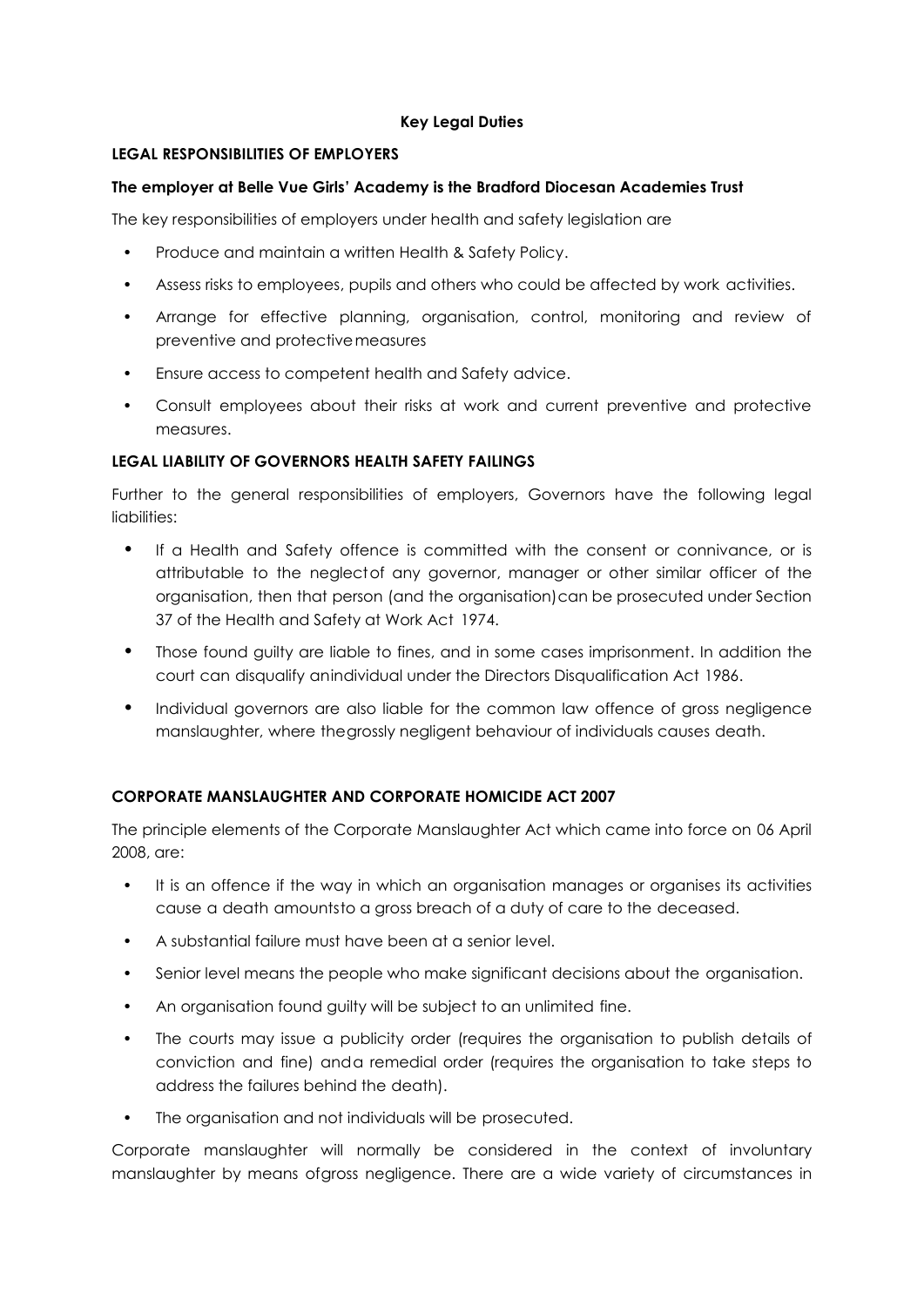## Key Legal Duties

### LEGAL RESPONSIBILITIES OF EMPLOYERS

**The employer at Belle Vue Girls' Academy is the Bradford Diocesan Academies Trust**

The key responsibilities of employers under health and safety legislation are

- Produce and maintain a written Health & Safety Policy.
- Assess risks to employees, pupils and others who could be affected by work activities.
- Arrange for effective planning, organisation, control, monitoring and review of preventive and protective measures
- Ensure access to competent health and Safety advice.
- Consult employees about their risks at work and current preventive and protective measures.

### LEGAL LIABILITY OF GOVERNORS HEALTH SAFETY FAILINGS

Further to the general responsibilities of employers, Governors have the following legal liabilities:

- If a Health and Safety offence is committed with the consent or connivance, or is attributable to the neglect of any governor, manager or other similar officer of the organisation, then that person (and the organisation) can be prosecuted under Section 37 of the Health and Safety at Work Act 1974.
- Those found guilty are liable to fines, and in some cases imprisonment. In addition the court can disqualify an individual under the Directors Disqualification Act 1986.
- Individual governors are also liable for the common law offence of gross negligence manslaughter, where the grossly negligent behaviour of individuals causes death.

### CORPORATE MANSLAUGHTER AND CORPORATE HOMICIDE ACT 2007

The principle elements of the Corporate Manslaughter Act which came into force on 06 April 2008, are:

- It is an offence if the way in which an organisation manages or organises its activities cause a death amounts to a gross breach of a duty of care to the deceased.
- A substantial failure must have been at a senior level.
- Senior level means the people who make significant decisions about the organisation.
- An organisation found guilty will be subject to an unlimited fine.
- The courts may issue a publicity order (requires the organisation to publish details of conviction and fine) and a remedial order (requires the organisation to take steps to address the failures behind the death).
- The organisation and not individuals will be prosecuted.

Corporate manslaughter will normally be considered in the context of involuntary manslaughter by means of gross negligence. There are a wide variety of circumstances in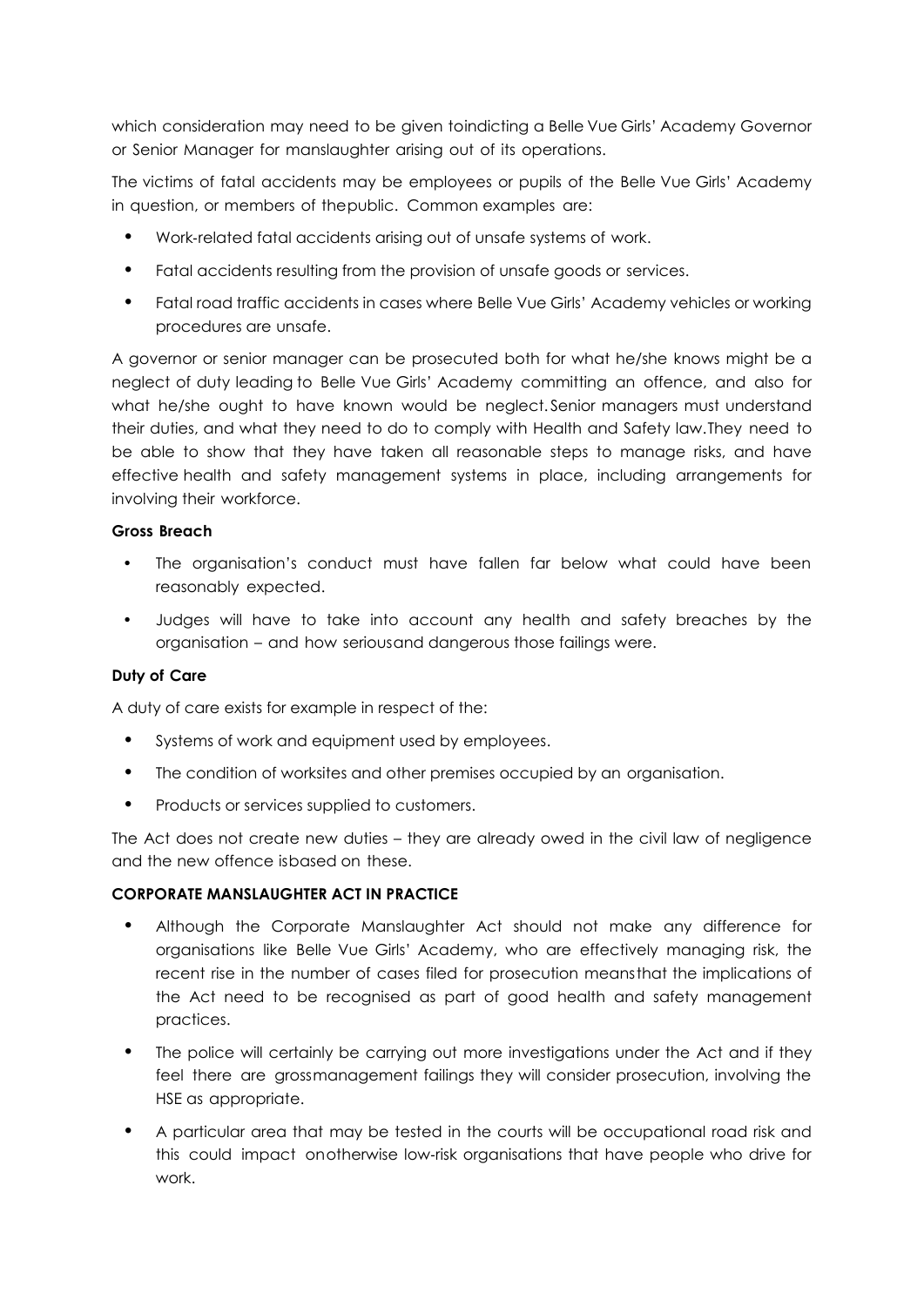which consideration may need to be given toindicting a Belle Vue Girls' Academy Governor or Senior Manager for manslaughter arising out of its operations.

The victims of fatal accidents may be employees or pupils of the Belle Vue Girls' Academy in question, or members of thepublic. Common examples are:

- Work-related fatal accidents arising out of unsafe systems of work.
- Fatal accidents resulting from the provision of unsafe goods or services.
- Fatal road traffic accidents in cases where Belle Vue Girls' Academy vehicles or working procedures are unsafe.

A governor or senior manager can be prosecuted both for what he/she knows might be a neglect of duty leading to Belle Vue Girls' Academy committing an offence, and also for what he/she ought to have known would be neglect. Senior managers must understand their duties, and what they need to do to comply with Health and Safety law. They need to be able to show that they have taken all reasonable steps to manage risks, and have effective health and safety management systems in place, including arrangements for involving their workforce.

**Gross Breach**

- The organisation's conduct must have fallen far below what could have been reasonably expected.
- Judges will have to take into account any health and safety breaches by the organisation – and how seriousand dangerous those failings were.

**Duty of Care**

A duty of care exists for example in respect of the:

- Systems of work and equipment used by employees.
- The condition of worksites and other premises occupied by an organisation.
- Products or services supplied to customers.

The Act does not create new duties – they are already owed in the civil law of negligence and the new offence isbased on these.

**CORPORATE MANSLAUGHTER ACT IN PRACTICE**

- Although the Corporate Manslaughter Act should not make any difference for organisations like Belle Vue Girls' Academy, who are effectively managing risk, the recent rise in the number of cases filed for prosecution meansthat the implications of the Act need to be recognised as part of good health and safety management practices.
- The police will certainly be carrying out more investigations under the Act and if they feel there are grossmanagement failings they will consider prosecution, involving the HSE as appropriate.
- A particular area that may be tested in the courts will be occupational road risk and this could impact onotherwise low-risk organisations that have people who drive for work.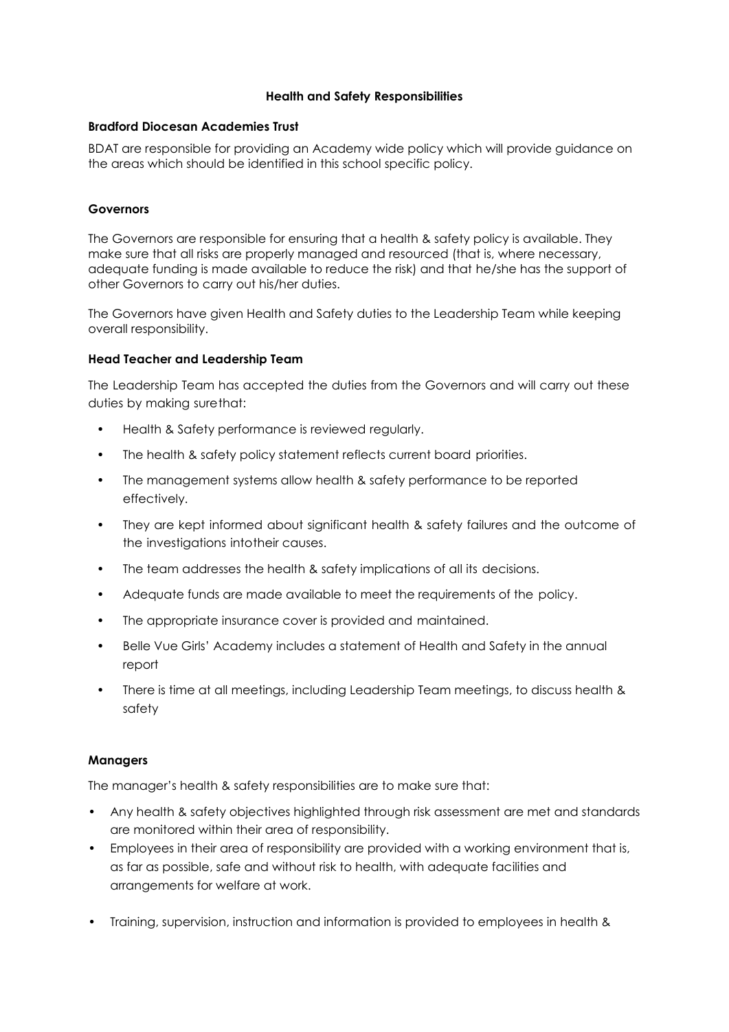**Health and Safety Responsibilities**

**Bradford Diocesan Academies Trust**

BDAT are responsible for providing an Academy wide policy which will provide guidance on the areas which should be identified in this school specific policy.

**Governors**

The Governors are responsible for ensuring that a health & safety policy is available. They make sure that all risks are properly managed and resourced (that is, where necessary, adequate funding is made available to reduce the risk) and that he/she has the support of other Governors to carry out his/her duties.

The Governors have given Health and Safety duties to the Leadership Team while keeping overall responsibility.

**Head Teacher and Leadership Team**

The Leadership Team has accepted the duties from the Governors and will carry out these duties by making surethat:

- Health & Safety performance is reviewed regularly.
- The health & safety policy statement reflects current board priorities.
- The management systems allow health & safety performance to be reported effectively.
- They are kept informed about significant health & safety failures and the outcome of the investigations intotheir causes.
- The team addresses the health & safety implications of all its decisions.
- Adequate funds are made available to meet the requirements of the policy.
- The appropriate insurance cover is provided and maintained.
- Belle Vue Girls' Academy includes a statement of Health and Safety in the annual report
- There is time at all meetings, including Leadership Team meetings, to discuss health & safety

**Managers**

The manager's health & safety responsibilities are to make sure that:

- Any health & safety objectives highlighted through risk assessment are met and standards are monitored within their area of responsibility.
- Employees in their area of responsibility are provided with a working environment that is, as far as possible, safe and without risk to health, with adequate facilities and arrangements for welfare at work.
- Training, supervision, instruction and information is provided to employees in health &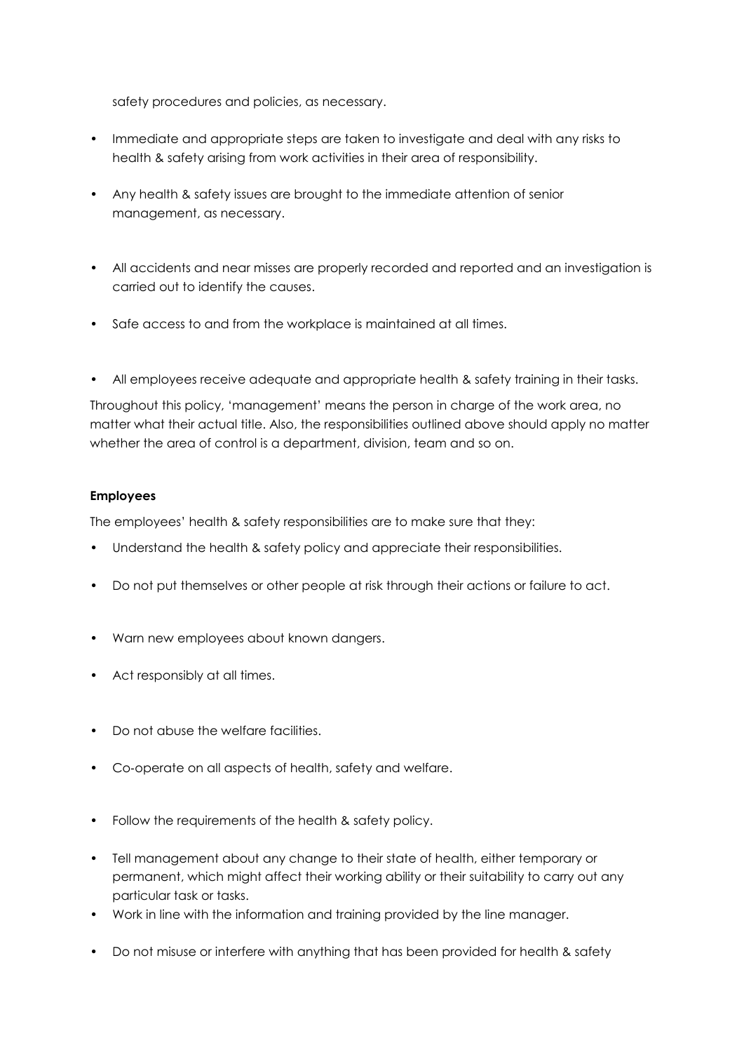safety procedures and policies, as necessary.

- Immediate and appropriate steps are taken to investigate and deal with any risks to health & safety arising from work activities in their area of responsibility.
- Any health & safety issues are brought to the immediate attention of senior management, as necessary.
- All accidents and near misses are properly recorded and reported and an investigation is carried out to identify the causes.
- Safe access to and from the workplace is maintained at all times.
- All employees receive adequate and appropriate health & safety training in their tasks.

Throughout this policy, 'management' means the person in charge of the work area, no matter what their actual title. Also, the responsibilities outlined above should apply no matter whether the area of control is a department, division, team and so on.

**Employees**

The employees' health & safety responsibilities are to make sure that they:

- Understand the health & safety policy and appreciate their responsibilities.
- Do not put themselves or other people at risk through their actions or failure to act.
- Warn new employees about known dangers.
- Act responsibly at all times.
- Do not abuse the welfare facilities.
- Co-operate on all aspects of health, safety and welfare.
- Follow the requirements of the health & safety policy.
- Tell management about any change to their state of health, either temporary or permanent, which might affect their working ability or their suitability to carry out any particular task or tasks.
- Work in line with the information and training provided by the line manager.
- Do not misuse or interfere with anything that has been provided for health & safety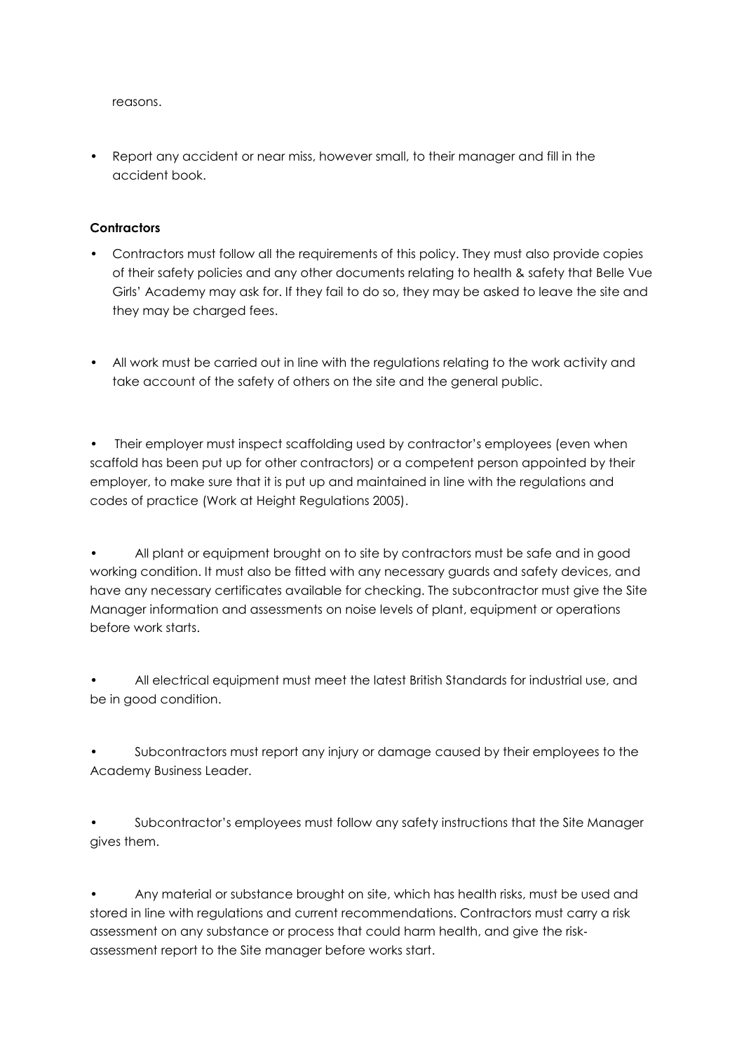reasons.

- Report any accident or near miss, however small, to their manager and fill in the accident book.

**Contractors**

- Contractors must follow all the requirements of this policy. They must also provide copies of their safety policies and any other documents relating to health & safety that Belle Vue Girls' Academy may ask for. If they fail to do so, they may be asked to leave the site and they may be charged fees.

- All work must be carried out in line with the regulations relating to the work activity and take account of the safety of others on the site and the general public.

- Their employer must inspect scaffolding used by contractor's employees (even when scaffold has been put up for other contractors) or a competent person appointed by their employer, to make sure that it is put up and maintained in line with the regulations and codes of practice (Work at Height Regulations 2005).

- All plant or equipment brought on to site by contractors must be safe and in good working condition. It must also be fitted with any necessary guards and safety devices, and have any necessary certificates available for checking. The subcontractor must give the Site Manager information and assessments on noise levels of plant, equipment or operations before work starts.

- All electrical equipment must meet the latest British Standards for industrial use, and be in good condition.

- Subcontractors must report any injury or damage caused by their employees to the Academy Business Leader.

- Subcontractor's employees must follow any safety instructions that the Site Manager gives them.

- Any material or substance brought on site, which has health risks, must be used and stored in line with regulations and current recommendations. Contractors must carry a risk assessment on any substance or process that could harm health, and give the risk-assessment report to the Site manager before works start.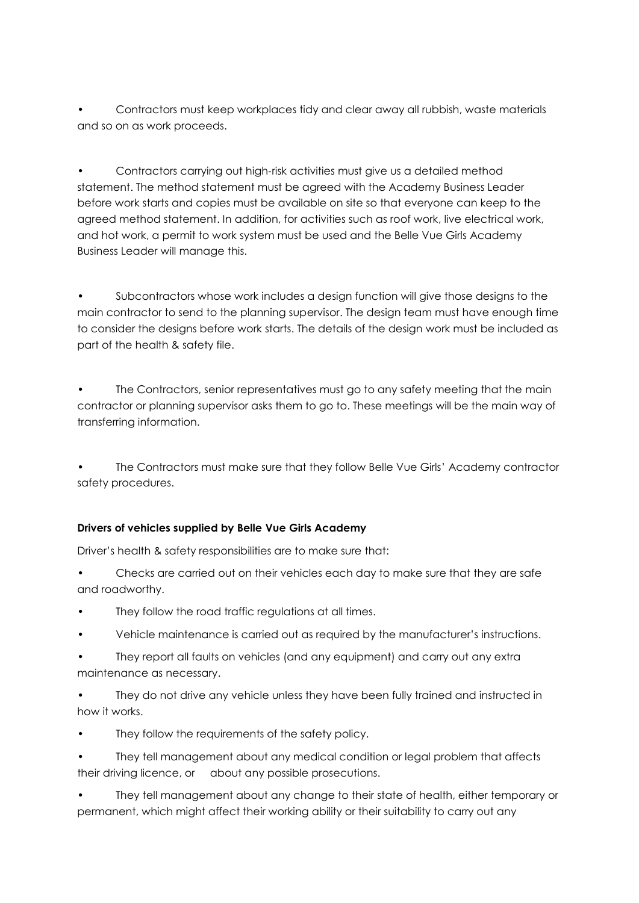- Contractors must keep workplaces tidy and clear away all rubbish, waste materials and so on as work proceeds.

- Contractors carrying out high-risk activities must give us a detailed method statement. The method statement must be agreed with the Academy Business Leader before work starts and copies must be available on site so that everyone can keep to the agreed method statement. In addition, for activities such as roof work, live electrical work, and hot work, a permit to work system must be used and the Belle Vue Girls Academy Business Leader will manage this.

- Subcontractors whose work includes a design function will give those designs to the main contractor to send to the planning supervisor. The design team must have enough time to consider the designs before work starts. The details of the design work must be included as part of the health & safety file.

- The Contractors, senior representatives must go to any safety meeting that the main contractor or planning supervisor asks them to go to. These meetings will be the main way of transferring information.

- The Contractors must make sure that they follow Belle Vue Girls' Academy contractor safety procedures.

**Drivers of vehicles supplied by Belle Vue Girls Academy**

Driver's health & safety responsibilities are to make sure that:

- Checks are carried out on their vehicles each day to make sure that they are safe and roadworthy.
- They follow the road traffic regulations at all times.
- Vehicle maintenance is carried out as required by the manufacturer's instructions.
- They report all faults on vehicles (and any equipment) and carry out any extra maintenance as necessary.
- They do not drive any vehicle unless they have been fully trained and instructed in how it works.
- They follow the requirements of the safety policy.
- They tell management about any medical condition or legal problem that affects their driving licence, or about any possible prosecutions.
- They tell management about any change to their state of health, either temporary or permanent, which might affect their working ability or their suitability to carry out any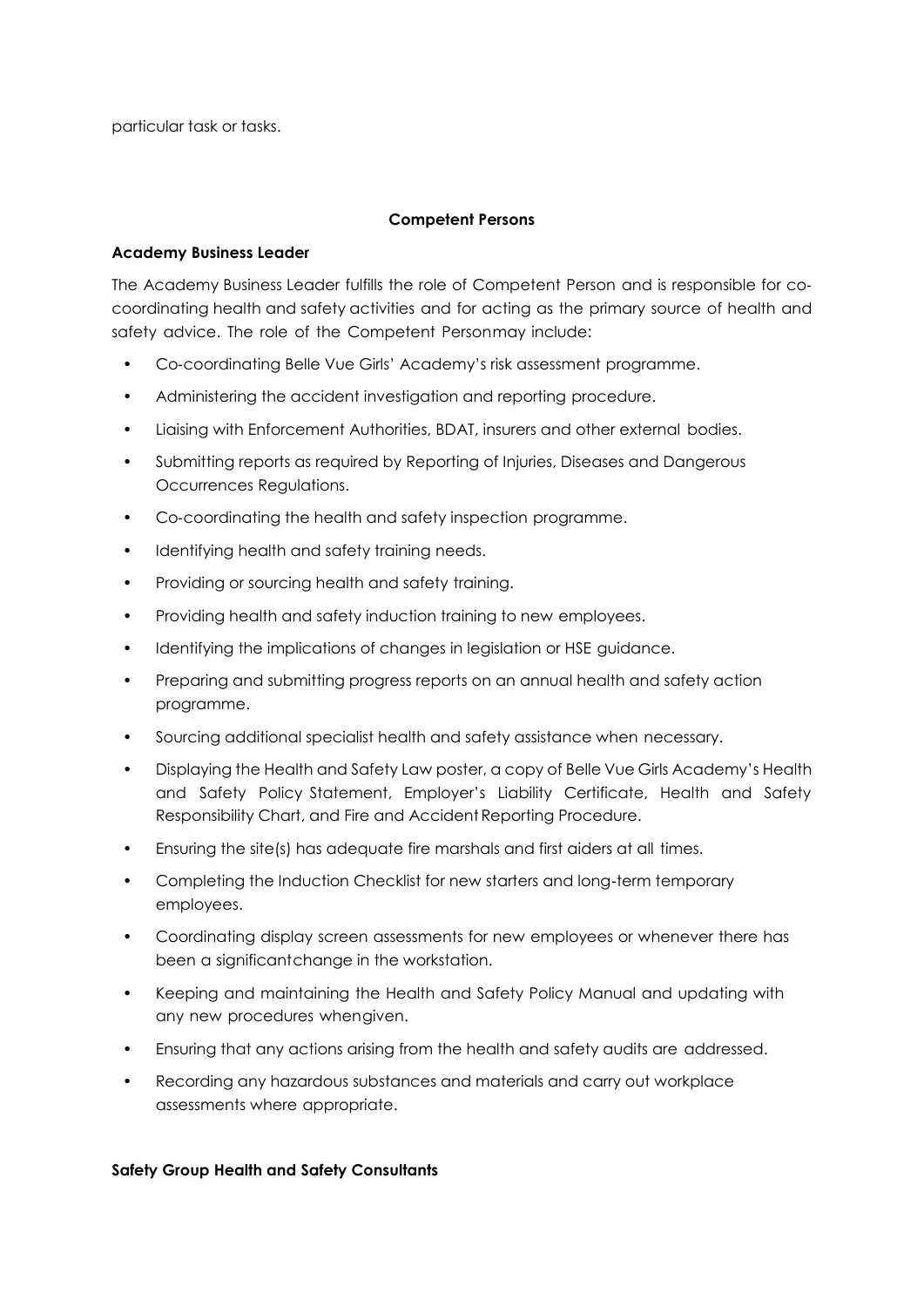particular task or tasks.

**Competent Persons**

**Academy Business Leader**

The Academy Business Leader fulfills the role of Competent Person and is responsible for co-coordinating health and safety activities and for acting as the primary source of health and safety advice. The role of the Competent Personmay include:

- Co-coordinating Belle Vue Girls' Academy's risk assessment programme.
- Administering the accident investigation and reporting procedure.
- Liaising with Enforcement Authorities, BDAT, insurers and other external bodies.
- Submitting reports as required by Reporting of Injuries, Diseases and Dangerous Occurrences Regulations.
- Co-coordinating the health and safety inspection programme.
- Identifying health and safety training needs.
- Providing or sourcing health and safety training.
- Providing health and safety induction training to new employees.
- Identifying the implications of changes in legislation or HSE guidance.
- Preparing and submitting progress reports on an annual health and safety action programme.
- Sourcing additional specialist health and safety assistance when necessary.
- Displaying the Health and Safety Law poster, a copy of Belle Vue Girls Academy's Health and Safety Policy Statement, Employer's Liability Certificate, Health and Safety Responsibility Chart, and Fire and Accident Reporting Procedure.
- Ensuring the site(s) has adequate fire marshals and first aiders at all times.
- Completing the Induction Checklist for new starters and long-term temporary employees.
- Coordinating display screen assessments for new employees or whenever there has been a significantchange in the workstation.
- Keeping and maintaining the Health and Safety Policy Manual and updating with any new procedures whengiven.
- Ensuring that any actions arising from the health and safety audits are addressed.
- Recording any hazardous substances and materials and carry out workplace assessments where appropriate.

**Safety Group Health and Safety Consultants**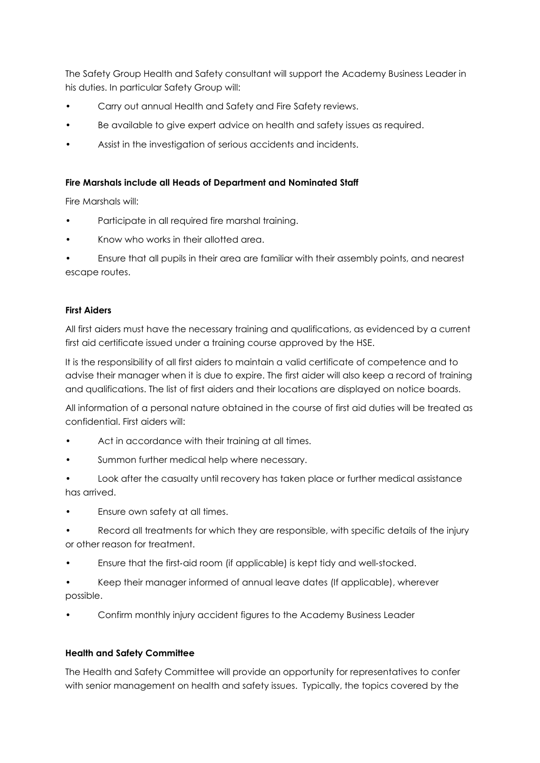The Safety Group Health and Safety consultant will support the Academy Business Leader in his duties. In particular Safety Group will:

- Carry out annual Health and Safety and Fire Safety reviews.
- Be available to give expert advice on health and safety issues as required.
- Assist in the investigation of serious accidents and incidents.

**Fire Marshals include all Heads of Department and Nominated Staff**

Fire Marshals will:

- Participate in all required fire marshal training.
- Know who works in their allotted area.
- Ensure that all pupils in their area are familiar with their assembly points, and nearest escape routes.

**First Aiders**

All first aiders must have the necessary training and qualifications, as evidenced by a current first aid certificate issued under a training course approved by the HSE.

It is the responsibility of all first aiders to maintain a valid certificate of competence and to advise their manager when it is due to expire. The first aider will also keep a record of training and qualifications. The list of first aiders and their locations are displayed on notice boards.

All information of a personal nature obtained in the course of first aid duties will be treated as confidential. First aiders will:

- Act in accordance with their training at all times.
- Summon further medical help where necessary.
- Look after the casualty until recovery has taken place or further medical assistance has arrived.
- Ensure own safety at all times.
- Record all treatments for which they are responsible, with specific details of the injury or other reason for treatment.
- Ensure that the first-aid room (if applicable) is kept tidy and well-stocked.
- Keep their manager informed of annual leave dates (If applicable), wherever possible.
- Confirm monthly injury accident figures to the Academy Business Leader

**Health and Safety Committee**

The Health and Safety Committee will provide an opportunity for representatives to confer with senior management on health and safety issues. Typically, the topics covered by the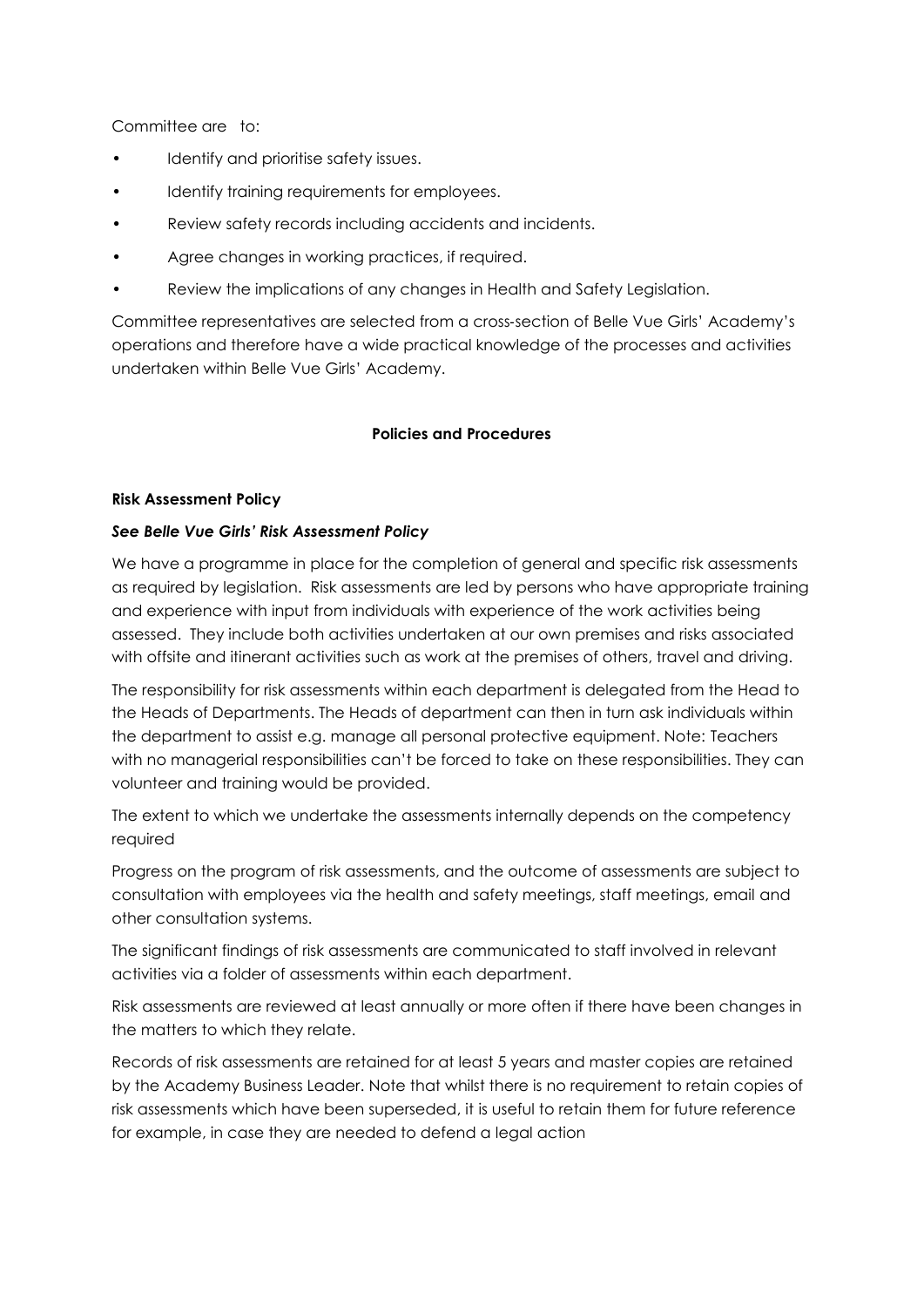Committee are to:

- Identify and prioritise safety issues.
- Identify training requirements for employees.
- Review safety records including accidents and incidents.
- Agree changes in working practices, if required.
- Review the implications of any changes in Health and Safety Legislation.

Committee representatives are selected from a cross-section of Belle Vue Girls' Academy's operations and therefore have a wide practical knowledge of the processes and activities undertaken within Belle Vue Girls' Academy.

## Policies and Procedures

### Risk Assessment Policy

***See Belle Vue Girls' Risk Assessment Policy***

We have a programme in place for the completion of general and specific risk assessments as required by legislation. Risk assessments are led by persons who have appropriate training and experience with input from individuals with experience of the work activities being assessed. They include both activities undertaken at our own premises and risks associated with offsite and itinerant activities such as work at the premises of others, travel and driving.

The responsibility for risk assessments within each department is delegated from the Head to the Heads of Departments. The Heads of department can then in turn ask individuals within the department to assist e.g. manage all personal protective equipment. Note: Teachers with no managerial responsibilities can't be forced to take on these responsibilities. They can volunteer and training would be provided.

The extent to which we undertake the assessments internally depends on the competency required

Progress on the program of risk assessments, and the outcome of assessments are subject to consultation with employees via the health and safety meetings, staff meetings, email and other consultation systems.

The significant findings of risk assessments are communicated to staff involved in relevant activities via a folder of assessments within each department.

Risk assessments are reviewed at least annually or more often if there have been changes in the matters to which they relate.

Records of risk assessments are retained for at least 5 years and master copies are retained by the Academy Business Leader. Note that whilst there is no requirement to retain copies of risk assessments which have been superseded, it is useful to retain them for future reference for example, in case they are needed to defend a legal action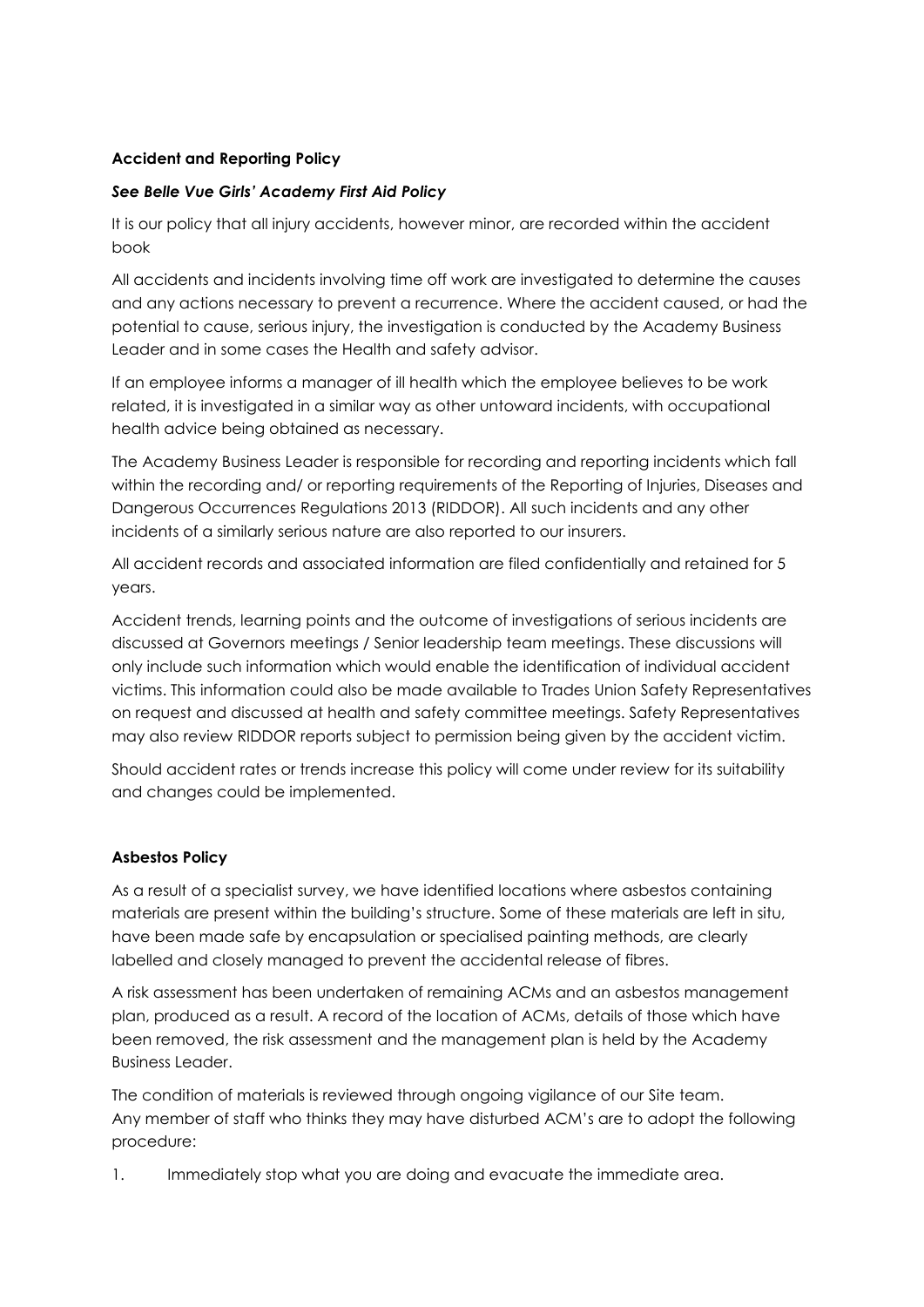**Accident and Reporting Policy**

***See Belle Vue Girls' Academy First Aid Policy***

It is our policy that all injury accidents, however minor, are recorded within the accident book

All accidents and incidents involving time off work are investigated to determine the causes and any actions necessary to prevent a recurrence. Where the accident caused, or had the potential to cause, serious injury, the investigation is conducted by the Academy Business Leader and in some cases the Health and safety advisor.

If an employee informs a manager of ill health which the employee believes to be work related, it is investigated in a similar way as other untoward incidents, with occupational health advice being obtained as necessary.

The Academy Business Leader is responsible for recording and reporting incidents which fall within the recording and/ or reporting requirements of the Reporting of Injuries, Diseases and Dangerous Occurrences Regulations 2013 (RIDDOR). All such incidents and any other incidents of a similarly serious nature are also reported to our insurers.

All accident records and associated information are filed confidentially and retained for 5 years.

Accident trends, learning points and the outcome of investigations of serious incidents are discussed at Governors meetings / Senior leadership team meetings. These discussions will only include such information which would enable the identification of individual accident victims. This information could also be made available to Trades Union Safety Representatives on request and discussed at health and safety committee meetings. Safety Representatives may also review RIDDOR reports subject to permission being given by the accident victim.

Should accident rates or trends increase this policy will come under review for its suitability and changes could be implemented.

**Asbestos Policy**

As a result of a specialist survey, we have identified locations where asbestos containing materials are present within the building's structure. Some of these materials are left in situ, have been made safe by encapsulation or specialised painting methods, are clearly labelled and closely managed to prevent the accidental release of fibres.

A risk assessment has been undertaken of remaining ACMs and an asbestos management plan, produced as a result. A record of the location of ACMs, details of those which have been removed, the risk assessment and the management plan is held by the Academy Business Leader.

The condition of materials is reviewed through ongoing vigilance of our Site team.
Any member of staff who thinks they may have disturbed ACM's are to adopt the following procedure:

1. Immediately stop what you are doing and evacuate the immediate area.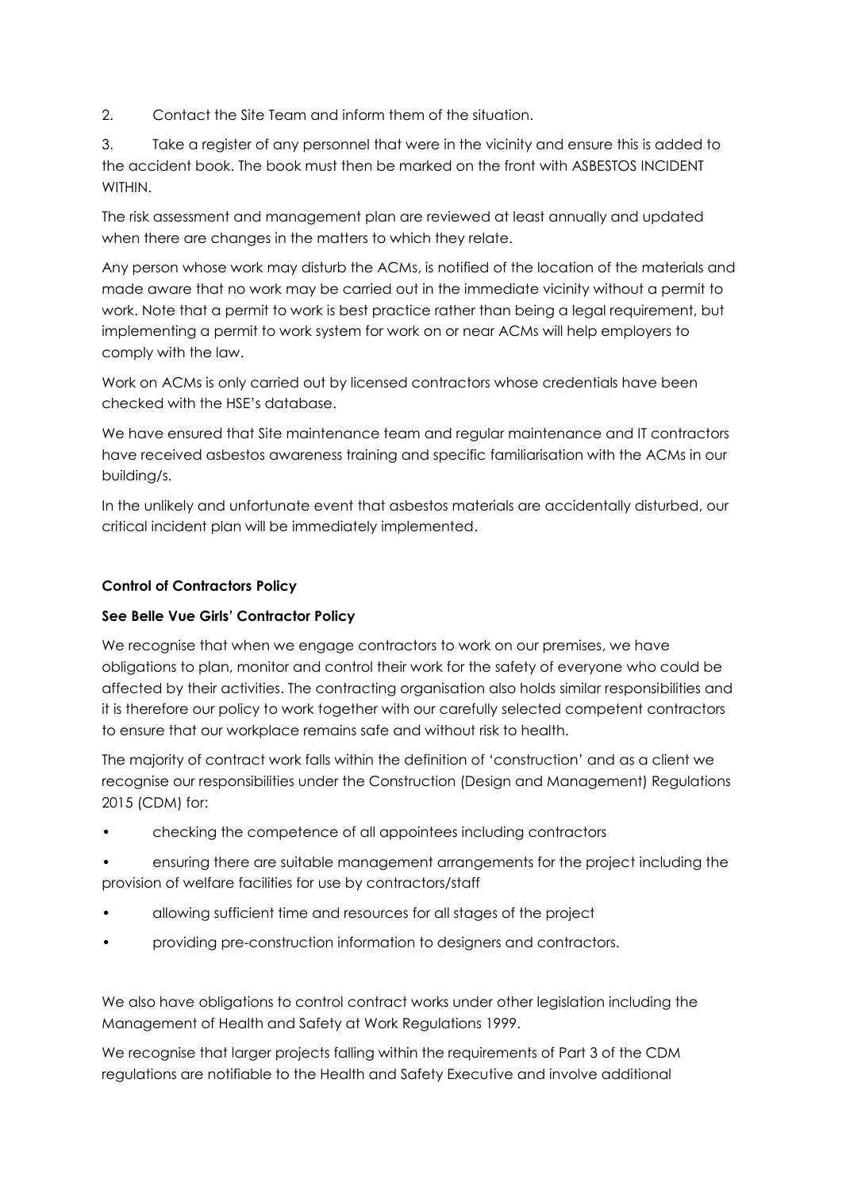2. Contact the Site Team and inform them of the situation.

3. Take a register of any personnel that were in the vicinity and ensure this is added to the accident book. The book must then be marked on the front with ASBESTOS INCIDENT WITHIN.

The risk assessment and management plan are reviewed at least annually and updated when there are changes in the matters to which they relate.

Any person whose work may disturb the ACMs, is notified of the location of the materials and made aware that no work may be carried out in the immediate vicinity without a permit to work. Note that a permit to work is best practice rather than being a legal requirement, but implementing a permit to work system for work on or near ACMs will help employers to comply with the law.

Work on ACMs is only carried out by licensed contractors whose credentials have been checked with the HSE's database.

We have ensured that Site maintenance team and regular maintenance and IT contractors have received asbestos awareness training and specific familiarisation with the ACMs in our building/s.

In the unlikely and unfortunate event that asbestos materials are accidentally disturbed, our critical incident plan will be immediately implemented.

**Control of Contractors Policy**

**See Belle Vue Girls' Contractor Policy**

We recognise that when we engage contractors to work on our premises, we have obligations to plan, monitor and control their work for the safety of everyone who could be affected by their activities. The contracting organisation also holds similar responsibilities and it is therefore our policy to work together with our carefully selected competent contractors to ensure that our workplace remains safe and without risk to health.

The majority of contract work falls within the definition of 'construction' and as a client we recognise our responsibilities under the Construction (Design and Management) Regulations 2015 (CDM) for:

- checking the competence of all appointees including contractors
- ensuring there are suitable management arrangements for the project including the provision of welfare facilities for use by contractors/staff
- allowing sufficient time and resources for all stages of the project
- providing pre-construction information to designers and contractors.

We also have obligations to control contract works under other legislation including the Management of Health and Safety at Work Regulations 1999.

We recognise that larger projects falling within the requirements of Part 3 of the CDM regulations are notifiable to the Health and Safety Executive and involve additional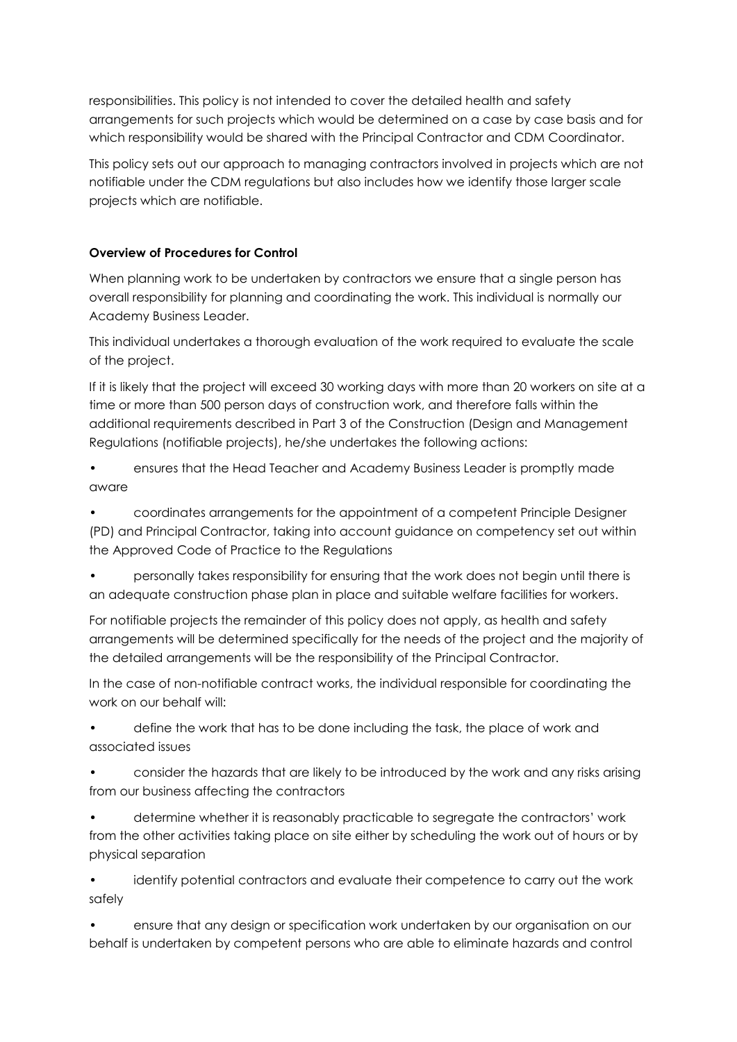responsibilities. This policy is not intended to cover the detailed health and safety arrangements for such projects which would be determined on a case by case basis and for which responsibility would be shared with the Principal Contractor and CDM Coordinator.

This policy sets out our approach to managing contractors involved in projects which are not notifiable under the CDM regulations but also includes how we identify those larger scale projects which are notifiable.

**Overview of Procedures for Control**

When planning work to be undertaken by contractors we ensure that a single person has overall responsibility for planning and coordinating the work. This individual is normally our Academy Business Leader.

This individual undertakes a thorough evaluation of the work required to evaluate the scale of the project.

If it is likely that the project will exceed 30 working days with more than 20 workers on site at a time or more than 500 person days of construction work, and therefore falls within the additional requirements described in Part 3 of the Construction (Design and Management Regulations (notifiable projects), he/she undertakes the following actions:

- ensures that the Head Teacher and Academy Business Leader is promptly made aware
- coordinates arrangements for the appointment of a competent Principle Designer (PD) and Principal Contractor, taking into account guidance on competency set out within the Approved Code of Practice to the Regulations
- personally takes responsibility for ensuring that the work does not begin until there is an adequate construction phase plan in place and suitable welfare facilities for workers.

For notifiable projects the remainder of this policy does not apply, as health and safety arrangements will be determined specifically for the needs of the project and the majority of the detailed arrangements will be the responsibility of the Principal Contractor.

In the case of non-notifiable contract works, the individual responsible for coordinating the work on our behalf will:

- define the work that has to be done including the task, the place of work and associated issues
- consider the hazards that are likely to be introduced by the work and any risks arising from our business affecting the contractors
- determine whether it is reasonably practicable to segregate the contractors' work from the other activities taking place on site either by scheduling the work out of hours or by physical separation
- identify potential contractors and evaluate their competence to carry out the work safely
- ensure that any design or specification work undertaken by our organisation on our behalf is undertaken by competent persons who are able to eliminate hazards and control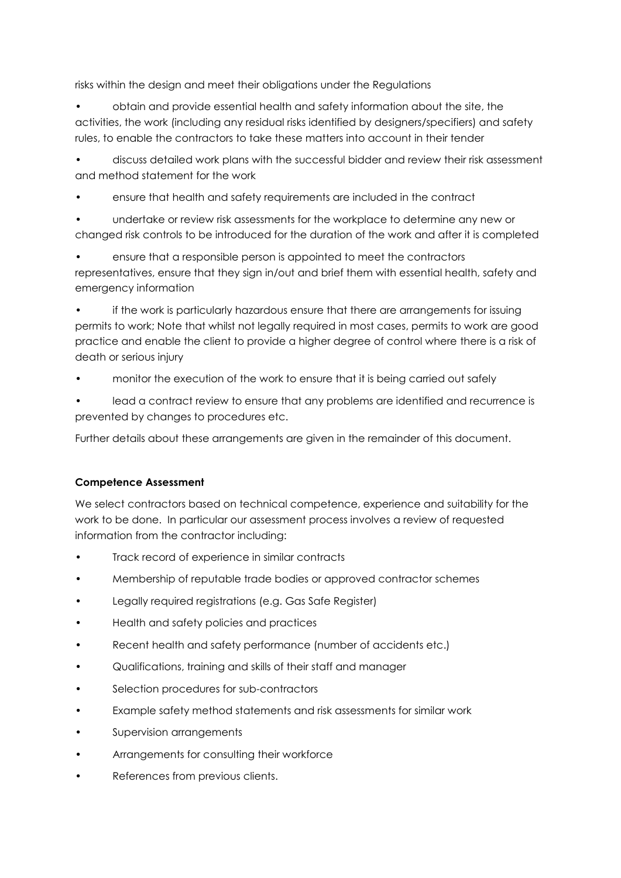risks within the design and meet their obligations under the Regulations

- obtain and provide essential health and safety information about the site, the activities, the work (including any residual risks identified by designers/specifiers) and safety rules, to enable the contractors to take these matters into account in their tender
- discuss detailed work plans with the successful bidder and review their risk assessment and method statement for the work
- ensure that health and safety requirements are included in the contract
- undertake or review risk assessments for the workplace to determine any new or changed risk controls to be introduced for the duration of the work and after it is completed
- ensure that a responsible person is appointed to meet the contractors representatives, ensure that they sign in/out and brief them with essential health, safety and emergency information
- if the work is particularly hazardous ensure that there are arrangements for issuing permits to work; Note that whilst not legally required in most cases, permits to work are good practice and enable the client to provide a higher degree of control where there is a risk of death or serious injury
- monitor the execution of the work to ensure that it is being carried out safely
- lead a contract review to ensure that any problems are identified and recurrence is prevented by changes to procedures etc.

Further details about these arrangements are given in the remainder of this document.

**Competence Assessment**

We select contractors based on technical competence, experience and suitability for the work to be done. In particular our assessment process involves a review of requested information from the contractor including:

- Track record of experience in similar contracts
- Membership of reputable trade bodies or approved contractor schemes
- Legally required registrations (e.g. Gas Safe Register)
- Health and safety policies and practices
- Recent health and safety performance (number of accidents etc.)
- Qualifications, training and skills of their staff and manager
- Selection procedures for sub-contractors
- Example safety method statements and risk assessments for similar work
- Supervision arrangements
- Arrangements for consulting their workforce
- References from previous clients.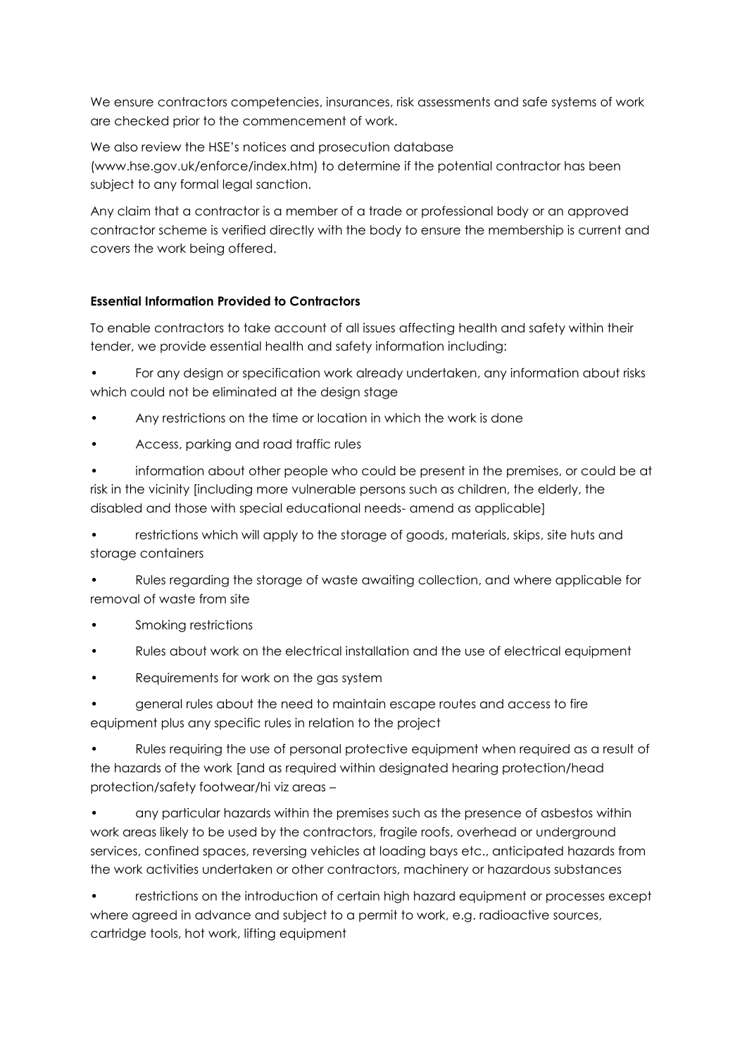We ensure contractors competencies, insurances, risk assessments and safe systems of work are checked prior to the commencement of work.

We also review the HSE's notices and prosecution database (www.hse.gov.uk/enforce/index.htm) to determine if the potential contractor has been subject to any formal legal sanction.

Any claim that a contractor is a member of a trade or professional body or an approved contractor scheme is verified directly with the body to ensure the membership is current and covers the work being offered.

**Essential Information Provided to Contractors**

To enable contractors to take account of all issues affecting health and safety within their tender, we provide essential health and safety information including:

- For any design or specification work already undertaken, any information about risks which could not be eliminated at the design stage
- Any restrictions on the time or location in which the work is done
- Access, parking and road traffic rules
- information about other people who could be present in the premises, or could be at risk in the vicinity [including more vulnerable persons such as children, the elderly, the disabled and those with special educational needs- amend as applicable]
- restrictions which will apply to the storage of goods, materials, skips, site huts and storage containers
- Rules regarding the storage of waste awaiting collection, and where applicable for removal of waste from site
- Smoking restrictions
- Rules about work on the electrical installation and the use of electrical equipment
- Requirements for work on the gas system
- general rules about the need to maintain escape routes and access to fire equipment plus any specific rules in relation to the project
- Rules requiring the use of personal protective equipment when required as a result of the hazards of the work [and as required within designated hearing protection/head protection/safety footwear/hi viz areas –
- any particular hazards within the premises such as the presence of asbestos within work areas likely to be used by the contractors, fragile roofs, overhead or underground services, confined spaces, reversing vehicles at loading bays etc., anticipated hazards from the work activities undertaken or other contractors, machinery or hazardous substances
- restrictions on the introduction of certain high hazard equipment or processes except where agreed in advance and subject to a permit to work, e.g. radioactive sources, cartridge tools, hot work, lifting equipment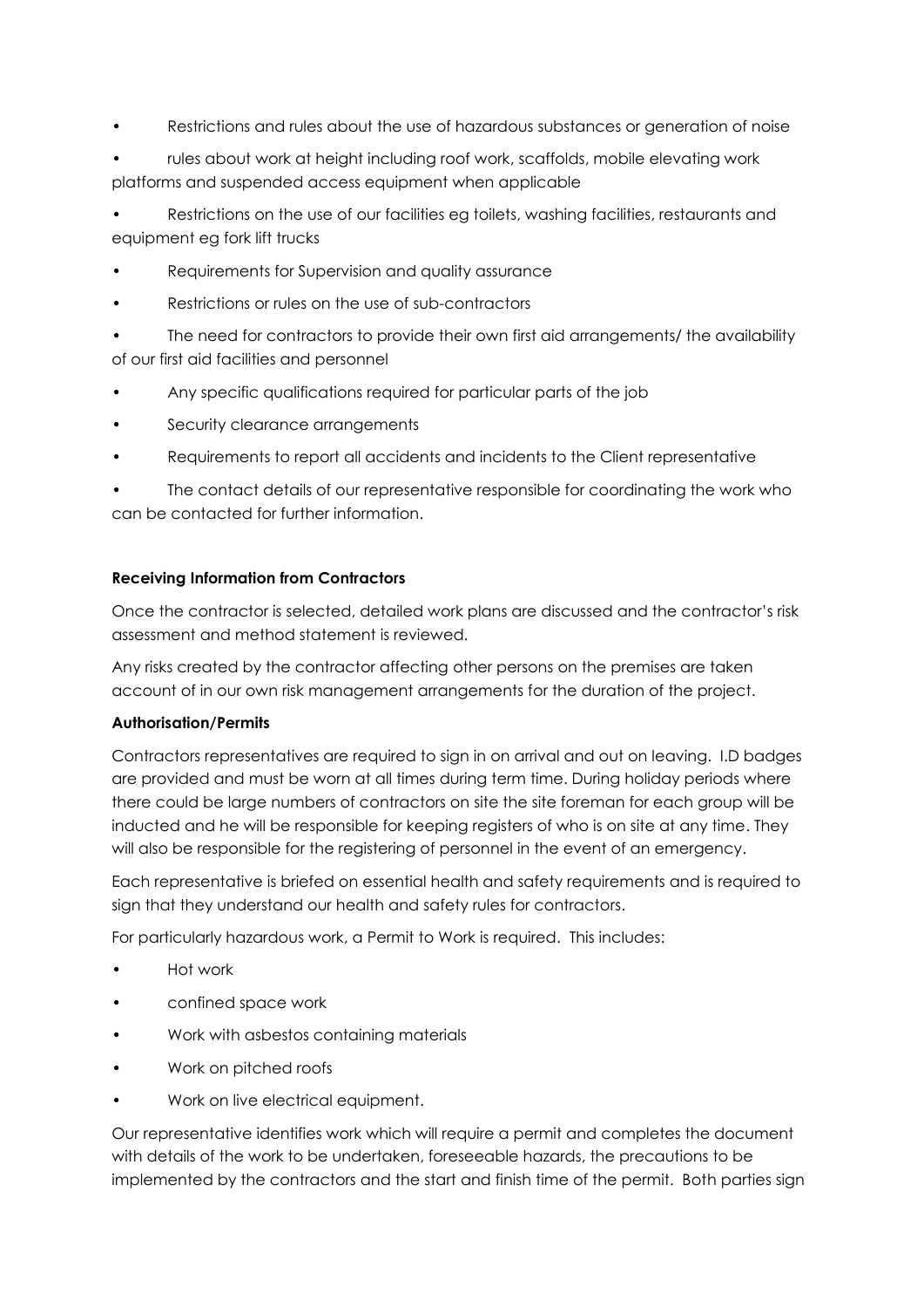- Restrictions and rules about the use of hazardous substances or generation of noise
- rules about work at height including roof work, scaffolds, mobile elevating work platforms and suspended access equipment when applicable
- Restrictions on the use of our facilities eg toilets, washing facilities, restaurants and equipment eg fork lift trucks
- Requirements for Supervision and quality assurance
- Restrictions or rules on the use of sub-contractors
- The need for contractors to provide their own first aid arrangements/ the availability of our first aid facilities and personnel
- Any specific qualifications required for particular parts of the job
- Security clearance arrangements
- Requirements to report all accidents and incidents to the Client representative
- The contact details of our representative responsible for coordinating the work who can be contacted for further information.

**Receiving Information from Contractors**

Once the contractor is selected, detailed work plans are discussed and the contractor's risk assessment and method statement is reviewed.

Any risks created by the contractor affecting other persons on the premises are taken account of in our own risk management arrangements for the duration of the project.

**Authorisation/Permits**

Contractors representatives are required to sign in on arrival and out on leaving. I.D badges are provided and must be worn at all times during term time. During holiday periods where there could be large numbers of contractors on site the site foreman for each group will be inducted and he will be responsible for keeping registers of who is on site at any time. They will also be responsible for the registering of personnel in the event of an emergency.

Each representative is briefed on essential health and safety requirements and is required to sign that they understand our health and safety rules for contractors.

For particularly hazardous work, a Permit to Work is required. This includes:

- Hot work
- confined space work
- Work with asbestos containing materials
- Work on pitched roofs
- Work on live electrical equipment.

Our representative identifies work which will require a permit and completes the document with details of the work to be undertaken, foreseeable hazards, the precautions to be implemented by the contractors and the start and finish time of the permit. Both parties sign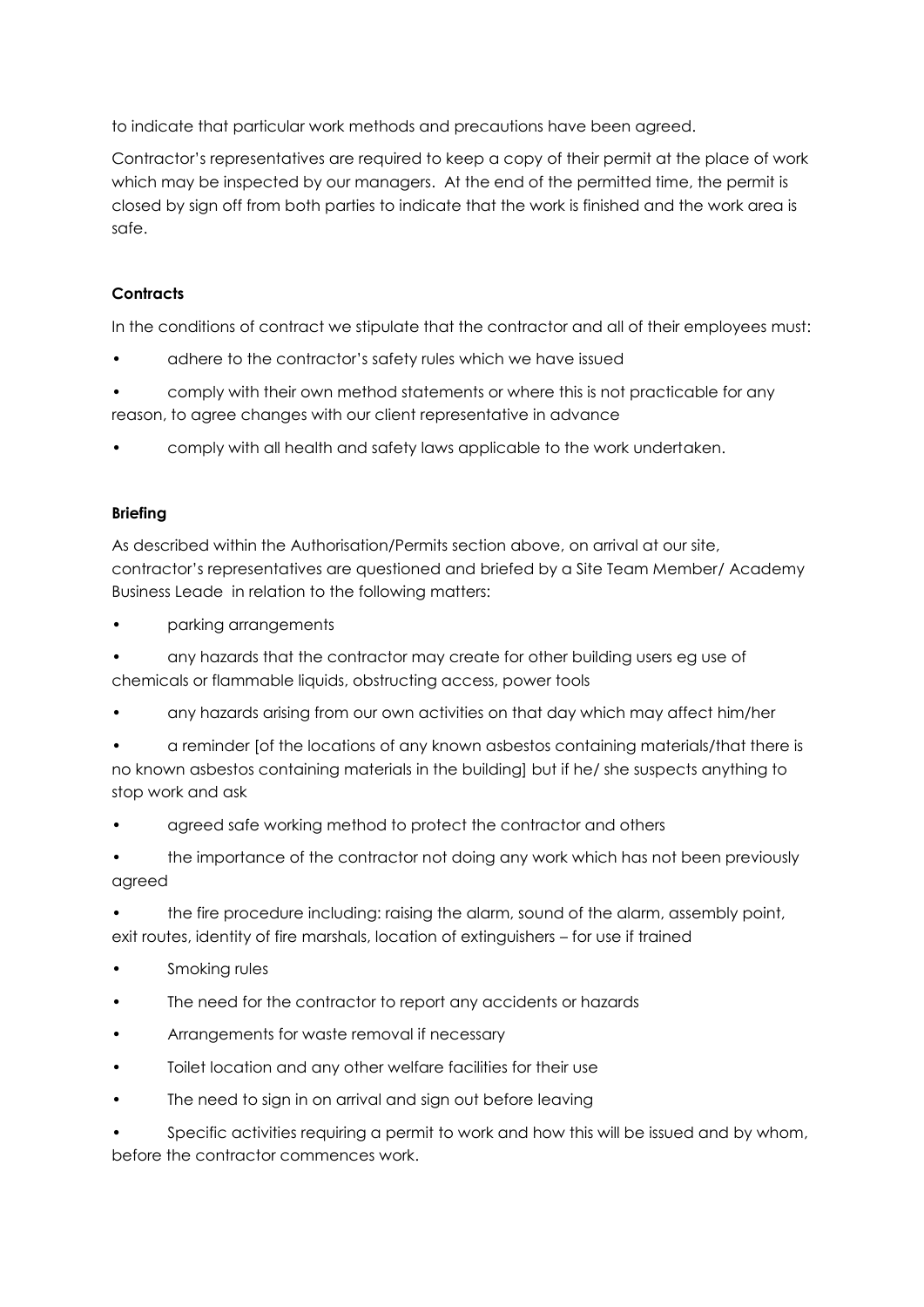to indicate that particular work methods and precautions have been agreed.

Contractor's representatives are required to keep a copy of their permit at the place of work which may be inspected by our managers. At the end of the permitted time, the permit is closed by sign off from both parties to indicate that the work is finished and the work area is safe.

**Contracts**

In the conditions of contract we stipulate that the contractor and all of their employees must:

- adhere to the contractor's safety rules which we have issued
- comply with their own method statements or where this is not practicable for any reason, to agree changes with our client representative in advance
- comply with all health and safety laws applicable to the work undertaken.

**Briefing**

As described within the Authorisation/Permits section above, on arrival at our site, contractor's representatives are questioned and briefed by a Site Team Member/ Academy Business Leade in relation to the following matters:

- parking arrangements
- any hazards that the contractor may create for other building users eg use of chemicals or flammable liquids, obstructing access, power tools
- any hazards arising from our own activities on that day which may affect him/her
- a reminder [of the locations of any known asbestos containing materials/that there is no known asbestos containing materials in the building] but if he/ she suspects anything to stop work and ask
- agreed safe working method to protect the contractor and others
- the importance of the contractor not doing any work which has not been previously agreed
- the fire procedure including: raising the alarm, sound of the alarm, assembly point, exit routes, identity of fire marshals, location of extinguishers – for use if trained
- Smoking rules
- The need for the contractor to report any accidents or hazards
- Arrangements for waste removal if necessary
- Toilet location and any other welfare facilities for their use
- The need to sign in on arrival and sign out before leaving
- Specific activities requiring a permit to work and how this will be issued and by whom, before the contractor commences work.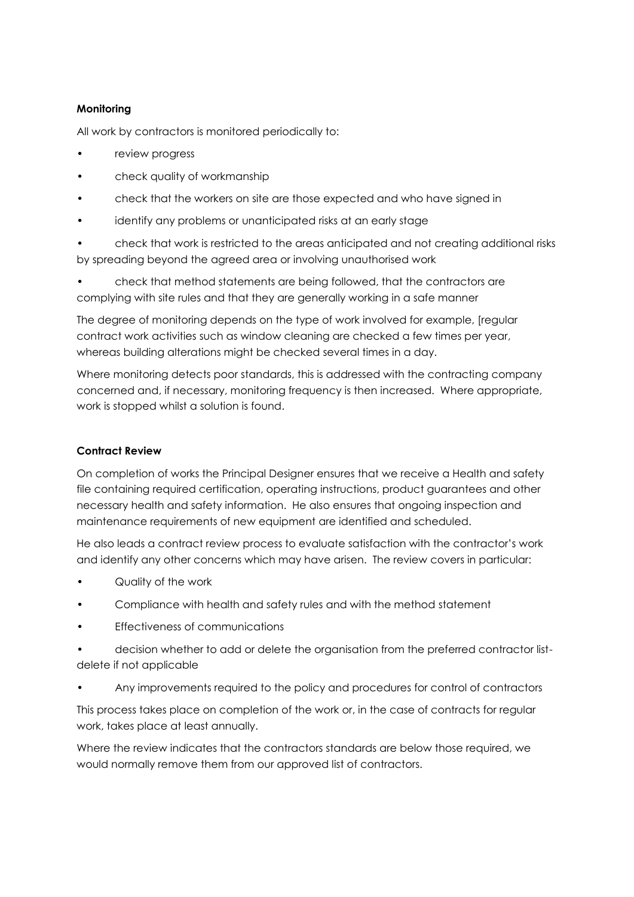**Monitoring**

All work by contractors is monitored periodically to:

- review progress
- check quality of workmanship
- check that the workers on site are those expected and who have signed in
- identify any problems or unanticipated risks at an early stage
- check that work is restricted to the areas anticipated and not creating additional risks by spreading beyond the agreed area or involving unauthorised work
- check that method statements are being followed, that the contractors are complying with site rules and that they are generally working in a safe manner

The degree of monitoring depends on the type of work involved for example, [regular contract work activities such as window cleaning are checked a few times per year, whereas building alterations might be checked several times in a day.

Where monitoring detects poor standards, this is addressed with the contracting company concerned and, if necessary, monitoring frequency is then increased. Where appropriate, work is stopped whilst a solution is found.

**Contract Review**

On completion of works the Principal Designer ensures that we receive a Health and safety file containing required certification, operating instructions, product guarantees and other necessary health and safety information. He also ensures that ongoing inspection and maintenance requirements of new equipment are identified and scheduled.

He also leads a contract review process to evaluate satisfaction with the contractor's work and identify any other concerns which may have arisen. The review covers in particular:

- Quality of the work
- Compliance with health and safety rules and with the method statement
- Effectiveness of communications
- decision whether to add or delete the organisation from the preferred contractor list- delete if not applicable
- Any improvements required to the policy and procedures for control of contractors

This process takes place on completion of the work or, in the case of contracts for regular work, takes place at least annually.

Where the review indicates that the contractors standards are below those required, we would normally remove them from our approved list of contractors.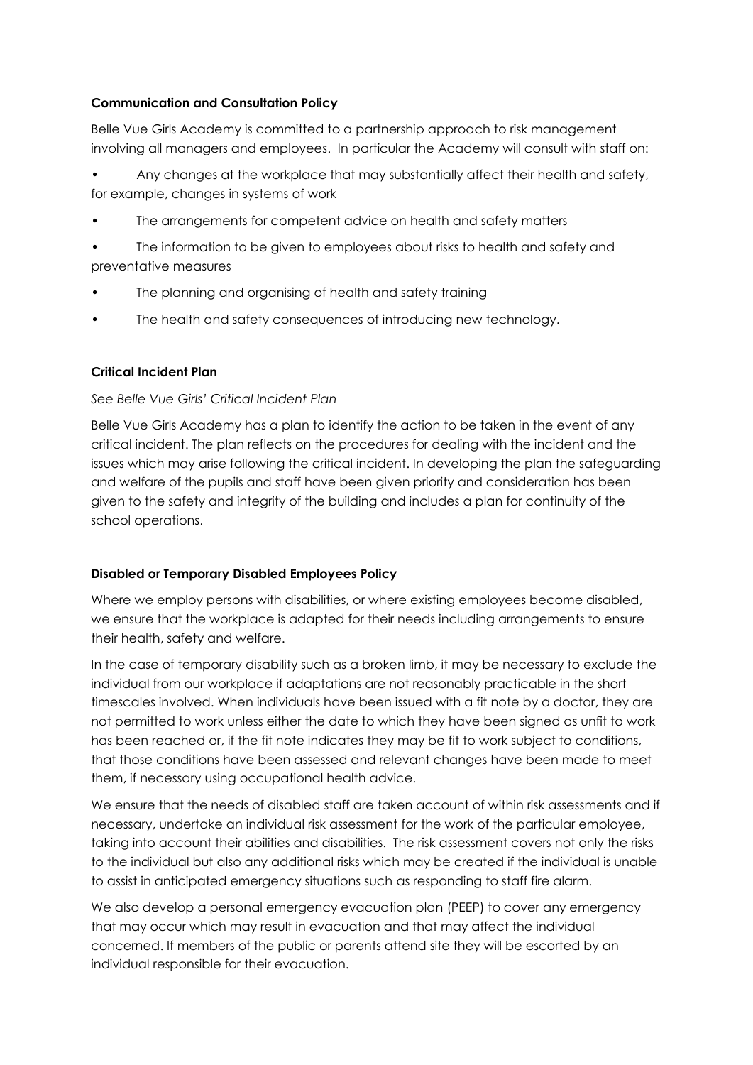**Communication and Consultation Policy**

Belle Vue Girls Academy is committed to a partnership approach to risk management involving all managers and employees. In particular the Academy will consult with staff on:

- Any changes at the workplace that may substantially affect their health and safety, for example, changes in systems of work
- The arrangements for competent advice on health and safety matters
- The information to be given to employees about risks to health and safety and preventative measures
- The planning and organising of health and safety training
- The health and safety consequences of introducing new technology.

**Critical Incident Plan**

*See Belle Vue Girls' Critical Incident Plan*

Belle Vue Girls Academy has a plan to identify the action to be taken in the event of any critical incident. The plan reflects on the procedures for dealing with the incident and the issues which may arise following the critical incident. In developing the plan the safeguarding and welfare of the pupils and staff have been given priority and consideration has been given to the safety and integrity of the building and includes a plan for continuity of the school operations.

**Disabled or Temporary Disabled Employees Policy**

Where we employ persons with disabilities, or where existing employees become disabled, we ensure that the workplace is adapted for their needs including arrangements to ensure their health, safety and welfare.

In the case of temporary disability such as a broken limb, it may be necessary to exclude the individual from our workplace if adaptations are not reasonably practicable in the short timescales involved. When individuals have been issued with a fit note by a doctor, they are not permitted to work unless either the date to which they have been signed as unfit to work has been reached or, if the fit note indicates they may be fit to work subject to conditions, that those conditions have been assessed and relevant changes have been made to meet them, if necessary using occupational health advice.

We ensure that the needs of disabled staff are taken account of within risk assessments and if necessary, undertake an individual risk assessment for the work of the particular employee, taking into account their abilities and disabilities. The risk assessment covers not only the risks to the individual but also any additional risks which may be created if the individual is unable to assist in anticipated emergency situations such as responding to staff fire alarm.

We also develop a personal emergency evacuation plan (PEEP) to cover any emergency that may occur which may result in evacuation and that may affect the individual concerned. If members of the public or parents attend site they will be escorted by an individual responsible for their evacuation.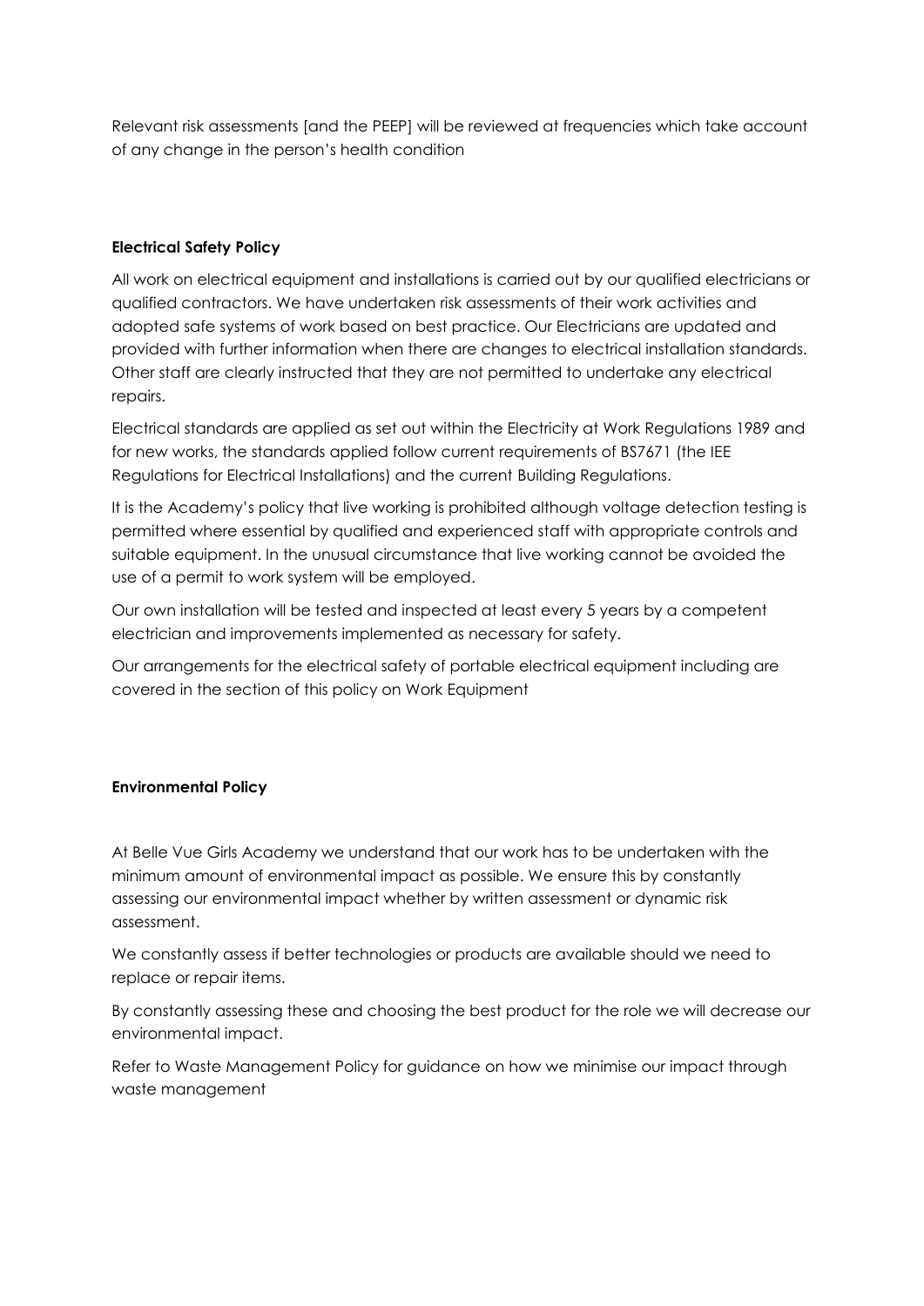Relevant risk assessments [and the PEEP] will be reviewed at frequencies which take account of any change in the person's health condition

**Electrical Safety Policy**

All work on electrical equipment and installations is carried out by our qualified electricians or qualified contractors. We have undertaken risk assessments of their work activities and adopted safe systems of work based on best practice. Our Electricians are updated and provided with further information when there are changes to electrical installation standards. Other staff are clearly instructed that they are not permitted to undertake any electrical repairs.

Electrical standards are applied as set out within the Electricity at Work Regulations 1989 and for new works, the standards applied follow current requirements of BS7671 (the IEE Regulations for Electrical Installations) and the current Building Regulations.

It is the Academy's policy that live working is prohibited although voltage detection testing is permitted where essential by qualified and experienced staff with appropriate controls and suitable equipment. In the unusual circumstance that live working cannot be avoided the use of a permit to work system will be employed.

Our own installation will be tested and inspected at least every 5 years by a competent electrician and improvements implemented as necessary for safety.

Our arrangements for the electrical safety of portable electrical equipment including are covered in the section of this policy on Work Equipment

**Environmental Policy**

At Belle Vue Girls Academy we understand that our work has to be undertaken with the minimum amount of environmental impact as possible. We ensure this by constantly assessing our environmental impact whether by written assessment or dynamic risk assessment.

We constantly assess if better technologies or products are available should we need to replace or repair items.

By constantly assessing these and choosing the best product for the role we will decrease our environmental impact.

Refer to Waste Management Policy for guidance on how we minimise our impact through waste management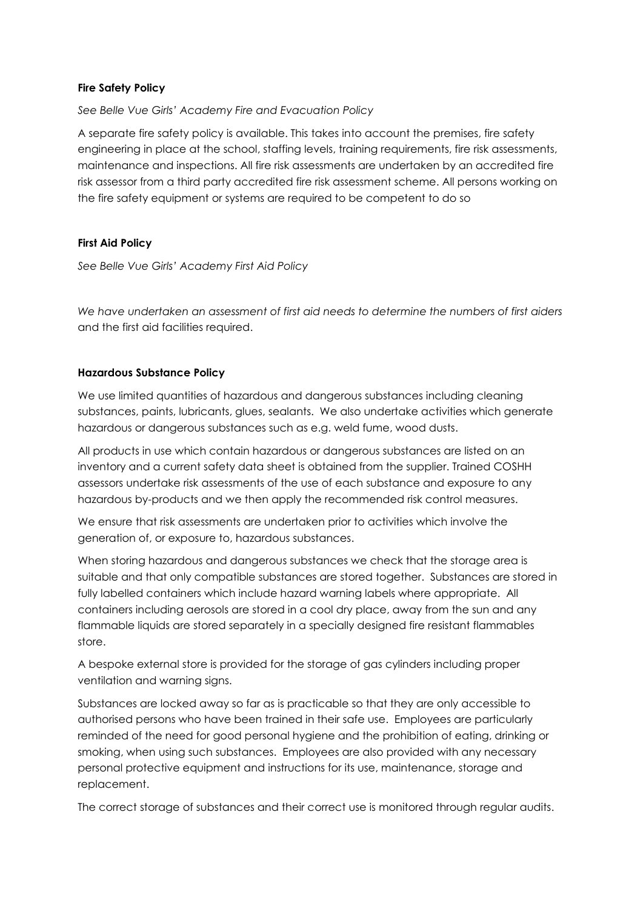**Fire Safety Policy**

*See Belle Vue Girls' Academy Fire and Evacuation Policy*

A separate fire safety policy is available. This takes into account the premises, fire safety engineering in place at the school, staffing levels, training requirements, fire risk assessments, maintenance and inspections. All fire risk assessments are undertaken by an accredited fire risk assessor from a third party accredited fire risk assessment scheme. All persons working on the fire safety equipment or systems are required to be competent to do so

**First Aid Policy**

*See Belle Vue Girls' Academy First Aid Policy*

*We have undertaken an assessment of first aid needs to determine the numbers of first aiders* and the first aid facilities required.

**Hazardous Substance Policy**

We use limited quantities of hazardous and dangerous substances including cleaning substances, paints, lubricants, glues, sealants. We also undertake activities which generate hazardous or dangerous substances such as e.g. weld fume, wood dusts.

All products in use which contain hazardous or dangerous substances are listed on an inventory and a current safety data sheet is obtained from the supplier. Trained COSHH assessors undertake risk assessments of the use of each substance and exposure to any hazardous by-products and we then apply the recommended risk control measures.

We ensure that risk assessments are undertaken prior to activities which involve the generation of, or exposure to, hazardous substances.

When storing hazardous and dangerous substances we check that the storage area is suitable and that only compatible substances are stored together. Substances are stored in fully labelled containers which include hazard warning labels where appropriate. All containers including aerosols are stored in a cool dry place, away from the sun and any flammable liquids are stored separately in a specially designed fire resistant flammables store.

A bespoke external store is provided for the storage of gas cylinders including proper ventilation and warning signs.

Substances are locked away so far as is practicable so that they are only accessible to authorised persons who have been trained in their safe use. Employees are particularly reminded of the need for good personal hygiene and the prohibition of eating, drinking or smoking, when using such substances. Employees are also provided with any necessary personal protective equipment and instructions for its use, maintenance, storage and replacement.

The correct storage of substances and their correct use is monitored through regular audits.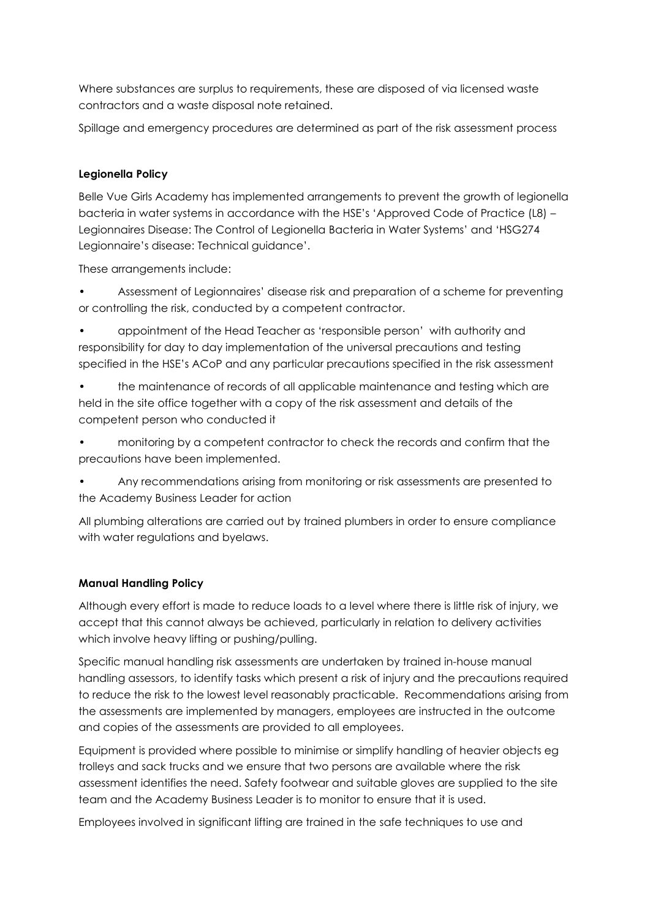Where substances are surplus to requirements, these are disposed of via licensed waste contractors and a waste disposal note retained.

Spillage and emergency procedures are determined as part of the risk assessment process

**Legionella Policy**

Belle Vue Girls Academy has implemented arrangements to prevent the growth of legionella bacteria in water systems in accordance with the HSE's 'Approved Code of Practice (L8) – Legionnaires Disease: The Control of Legionella Bacteria in Water Systems' and 'HSG274 Legionnaire's disease: Technical guidance'.

These arrangements include:

- Assessment of Legionnaires' disease risk and preparation of a scheme for preventing or controlling the risk, conducted by a competent contractor.
- appointment of the Head Teacher as 'responsible person' with authority and responsibility for day to day implementation of the universal precautions and testing specified in the HSE's ACoP and any particular precautions specified in the risk assessment
- the maintenance of records of all applicable maintenance and testing which are held in the site office together with a copy of the risk assessment and details of the competent person who conducted it
- monitoring by a competent contractor to check the records and confirm that the precautions have been implemented.
- Any recommendations arising from monitoring or risk assessments are presented to the Academy Business Leader for action

All plumbing alterations are carried out by trained plumbers in order to ensure compliance with water regulations and byelaws.

**Manual Handling Policy**

Although every effort is made to reduce loads to a level where there is little risk of injury, we accept that this cannot always be achieved, particularly in relation to delivery activities which involve heavy lifting or pushing/pulling.

Specific manual handling risk assessments are undertaken by trained in-house manual handling assessors, to identify tasks which present a risk of injury and the precautions required to reduce the risk to the lowest level reasonably practicable. Recommendations arising from the assessments are implemented by managers, employees are instructed in the outcome and copies of the assessments are provided to all employees.

Equipment is provided where possible to minimise or simplify handling of heavier objects eg trolleys and sack trucks and we ensure that two persons are available where the risk assessment identifies the need. Safety footwear and suitable gloves are supplied to the site team and the Academy Business Leader is to monitor to ensure that it is used.

Employees involved in significant lifting are trained in the safe techniques to use and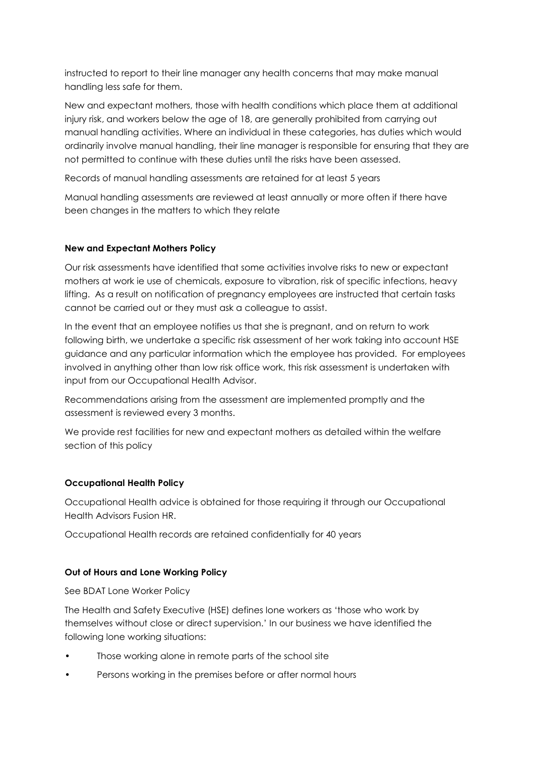instructed to report to their line manager any health concerns that may make manual handling less safe for them.

New and expectant mothers, those with health conditions which place them at additional injury risk, and workers below the age of 18, are generally prohibited from carrying out manual handling activities. Where an individual in these categories, has duties which would ordinarily involve manual handling, their line manager is responsible for ensuring that they are not permitted to continue with these duties until the risks have been assessed.

Records of manual handling assessments are retained for at least 5 years

Manual handling assessments are reviewed at least annually or more often if there have been changes in the matters to which they relate

**New and Expectant Mothers Policy**

Our risk assessments have identified that some activities involve risks to new or expectant mothers at work ie use of chemicals, exposure to vibration, risk of specific infections, heavy lifting. As a result on notification of pregnancy employees are instructed that certain tasks cannot be carried out or they must ask a colleague to assist.

In the event that an employee notifies us that she is pregnant, and on return to work following birth, we undertake a specific risk assessment of her work taking into account HSE guidance and any particular information which the employee has provided. For employees involved in anything other than low risk office work, this risk assessment is undertaken with input from our Occupational Health Advisor.

Recommendations arising from the assessment are implemented promptly and the assessment is reviewed every 3 months.

We provide rest facilities for new and expectant mothers as detailed within the welfare section of this policy

**Occupational Health Policy**

Occupational Health advice is obtained for those requiring it through our Occupational Health Advisors Fusion HR.

Occupational Health records are retained confidentially for 40 years

**Out of Hours and Lone Working Policy**

See BDAT Lone Worker Policy

The Health and Safety Executive (HSE) defines lone workers as 'those who work by themselves without close or direct supervision.' In our business we have identified the following lone working situations:

- Those working alone in remote parts of the school site
- Persons working in the premises before or after normal hours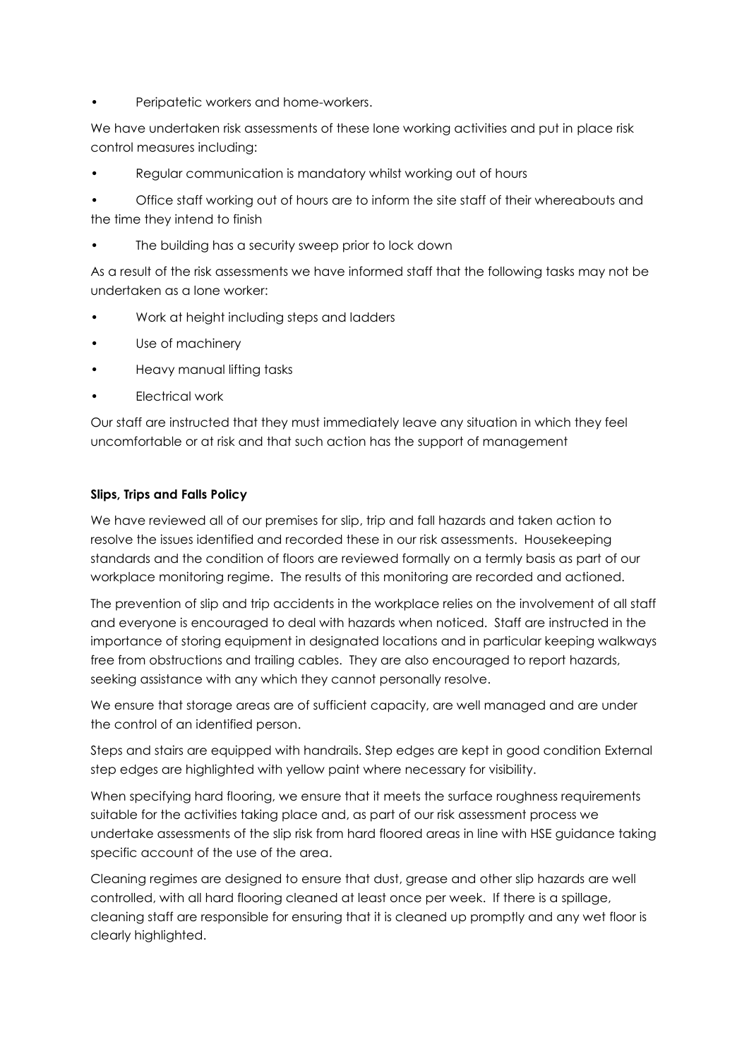- Peripatetic workers and home-workers.

We have undertaken risk assessments of these lone working activities and put in place risk control measures including:

- Regular communication is mandatory whilst working out of hours
- Office staff working out of hours are to inform the site staff of their whereabouts and the time they intend to finish
- The building has a security sweep prior to lock down

As a result of the risk assessments we have informed staff that the following tasks may not be undertaken as a lone worker:

- Work at height including steps and ladders
- Use of machinery
- Heavy manual lifting tasks
- Electrical work

Our staff are instructed that they must immediately leave any situation in which they feel uncomfortable or at risk and that such action has the support of management

**Slips, Trips and Falls Policy**

We have reviewed all of our premises for slip, trip and fall hazards and taken action to resolve the issues identified and recorded these in our risk assessments. Housekeeping standards and the condition of floors are reviewed formally on a termly basis as part of our workplace monitoring regime. The results of this monitoring are recorded and actioned.

The prevention of slip and trip accidents in the workplace relies on the involvement of all staff and everyone is encouraged to deal with hazards when noticed. Staff are instructed in the importance of storing equipment in designated locations and in particular keeping walkways free from obstructions and trailing cables. They are also encouraged to report hazards, seeking assistance with any which they cannot personally resolve.

We ensure that storage areas are of sufficient capacity, are well managed and are under the control of an identified person.

Steps and stairs are equipped with handrails. Step edges are kept in good condition External step edges are highlighted with yellow paint where necessary for visibility.

When specifying hard flooring, we ensure that it meets the surface roughness requirements suitable for the activities taking place and, as part of our risk assessment process we undertake assessments of the slip risk from hard floored areas in line with HSE guidance taking specific account of the use of the area.

Cleaning regimes are designed to ensure that dust, grease and other slip hazards are well controlled, with all hard flooring cleaned at least once per week. If there is a spillage, cleaning staff are responsible for ensuring that it is cleaned up promptly and any wet floor is clearly highlighted.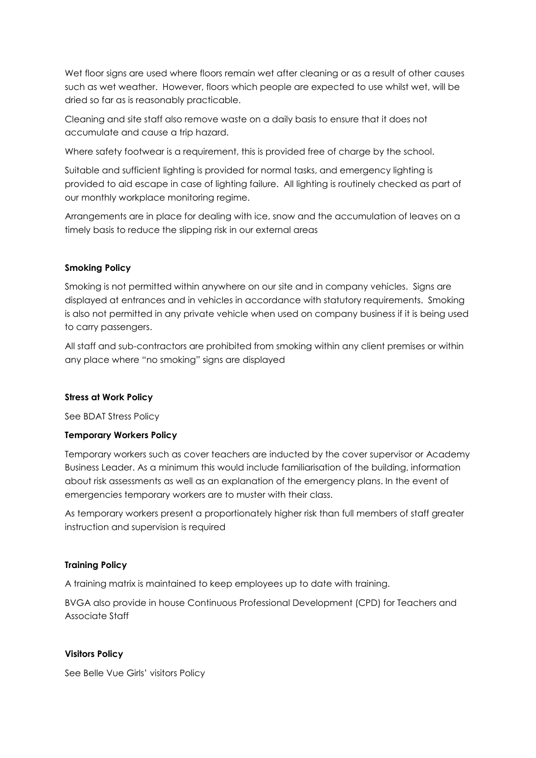Wet floor signs are used where floors remain wet after cleaning or as a result of other causes such as wet weather. However, floors which people are expected to use whilst wet, will be dried so far as is reasonably practicable.

Cleaning and site staff also remove waste on a daily basis to ensure that it does not accumulate and cause a trip hazard.

Where safety footwear is a requirement, this is provided free of charge by the school.

Suitable and sufficient lighting is provided for normal tasks, and emergency lighting is provided to aid escape in case of lighting failure. All lighting is routinely checked as part of our monthly workplace monitoring regime.

Arrangements are in place for dealing with ice, snow and the accumulation of leaves on a timely basis to reduce the slipping risk in our external areas

**Smoking Policy**

Smoking is not permitted within anywhere on our site and in company vehicles. Signs are displayed at entrances and in vehicles in accordance with statutory requirements. Smoking is also not permitted in any private vehicle when used on company business if it is being used to carry passengers.

All staff and sub-contractors are prohibited from smoking within any client premises or within any place where "no smoking" signs are displayed

**Stress at Work Policy**

See BDAT Stress Policy

**Temporary Workers Policy**

Temporary workers such as cover teachers are inducted by the cover supervisor or Academy Business Leader. As a minimum this would include familiarisation of the building, information about risk assessments as well as an explanation of the emergency plans. In the event of emergencies temporary workers are to muster with their class.

As temporary workers present a proportionately higher risk than full members of staff greater instruction and supervision is required

**Training Policy**

A training matrix is maintained to keep employees up to date with training.

BVGA also provide in house Continuous Professional Development (CPD) for Teachers and Associate Staff

**Visitors Policy**

See Belle Vue Girls' visitors Policy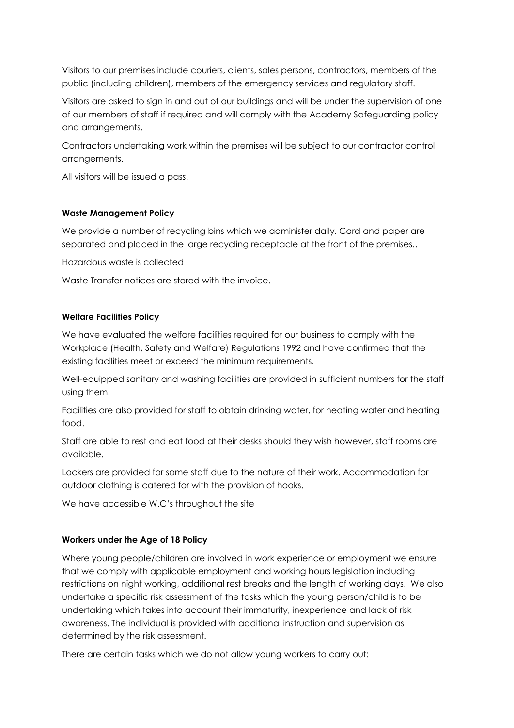Visitors to our premises include couriers, clients, sales persons, contractors, members of the public (including children), members of the emergency services and regulatory staff.

Visitors are asked to sign in and out of our buildings and will be under the supervision of one of our members of staff if required and will comply with the Academy Safeguarding policy and arrangements.

Contractors undertaking work within the premises will be subject to our contractor control arrangements.

All visitors will be issued a pass.

**Waste Management Policy**

We provide a number of recycling bins which we administer daily. Card and paper are separated and placed in the large recycling receptacle at the front of the premises..

Hazardous waste is collected

Waste Transfer notices are stored with the invoice.

**Welfare Facilities Policy**

We have evaluated the welfare facilities required for our business to comply with the Workplace (Health, Safety and Welfare) Regulations 1992 and have confirmed that the existing facilities meet or exceed the minimum requirements.

Well-equipped sanitary and washing facilities are provided in sufficient numbers for the staff using them.

Facilities are also provided for staff to obtain drinking water, for heating water and heating food.

Staff are able to rest and eat food at their desks should they wish however, staff rooms are available.

Lockers are provided for some staff due to the nature of their work. Accommodation for outdoor clothing is catered for with the provision of hooks.

We have accessible W.C's throughout the site

**Workers under the Age of 18 Policy**

Where young people/children are involved in work experience or employment we ensure that we comply with applicable employment and working hours legislation including restrictions on night working, additional rest breaks and the length of working days. We also undertake a specific risk assessment of the tasks which the young person/child is to be undertaking which takes into account their immaturity, inexperience and lack of risk awareness. The individual is provided with additional instruction and supervision as determined by the risk assessment.

There are certain tasks which we do not allow young workers to carry out: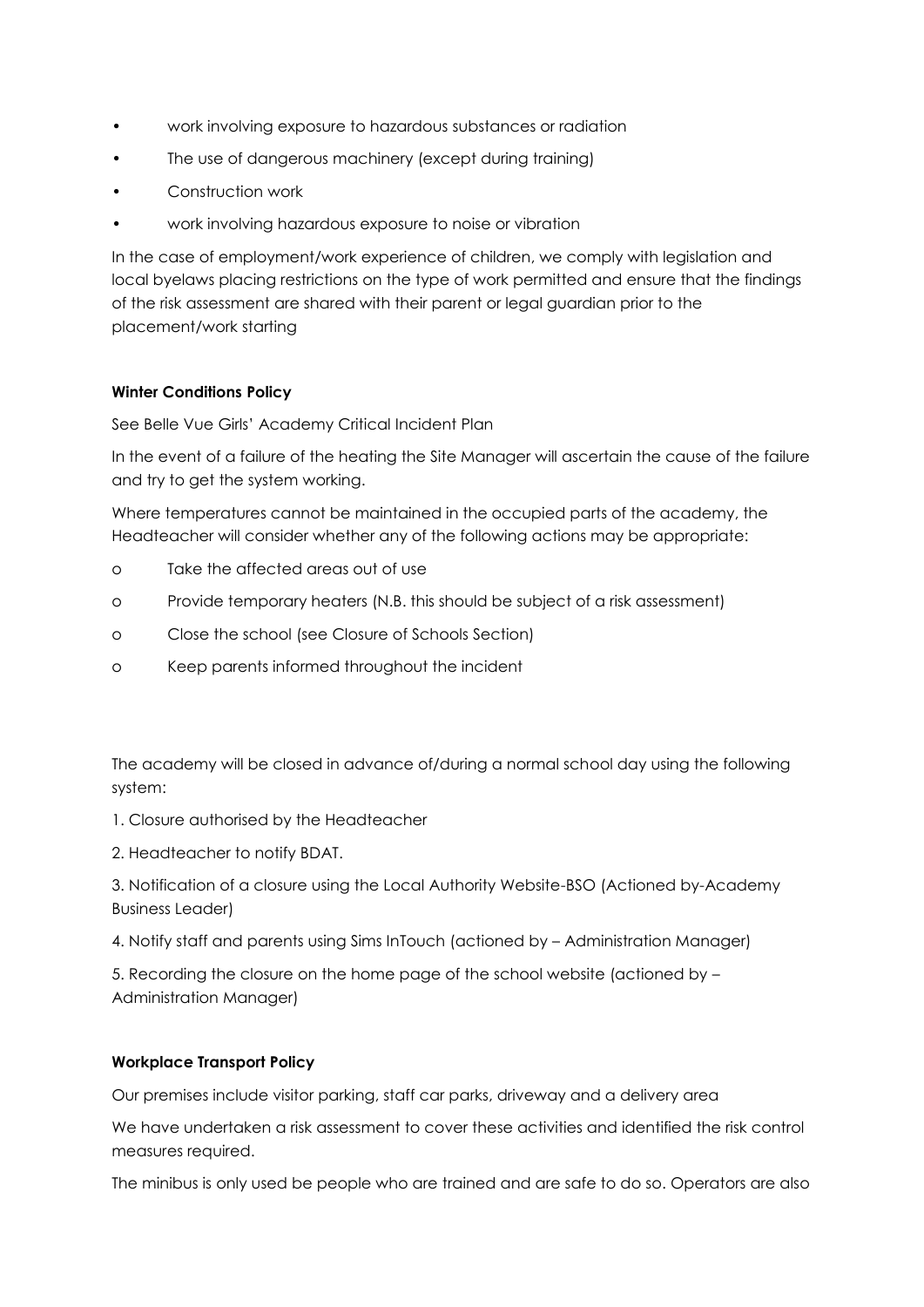- work involving exposure to hazardous substances or radiation
- The use of dangerous machinery (except during training)
- Construction work
- work involving hazardous exposure to noise or vibration

In the case of employment/work experience of children, we comply with legislation and local byelaws placing restrictions on the type of work permitted and ensure that the findings of the risk assessment are shared with their parent or legal guardian prior to the placement/work starting

**Winter Conditions Policy**

See Belle Vue Girls' Academy Critical Incident Plan

In the event of a failure of the heating the Site Manager will ascertain the cause of the failure and try to get the system working.

Where temperatures cannot be maintained in the occupied parts of the academy, the Headteacher will consider whether any of the following actions may be appropriate:

- Take the affected areas out of use
- Provide temporary heaters (N.B. this should be subject of a risk assessment)
- Close the school (see Closure of Schools Section)
- Keep parents informed throughout the incident

The academy will be closed in advance of/during a normal school day using the following system:

1. Closure authorised by the Headteacher
2. Headteacher to notify BDAT.
3. Notification of a closure using the Local Authority Website-BSO (Actioned by-Academy Business Leader)
4. Notify staff and parents using Sims InTouch (actioned by – Administration Manager)
5. Recording the closure on the home page of the school website (actioned by – Administration Manager)

**Workplace Transport Policy**

Our premises include visitor parking, staff car parks, driveway and a delivery area

We have undertaken a risk assessment to cover these activities and identified the risk control measures required.

The minibus is only used be people who are trained and are safe to do so. Operators are also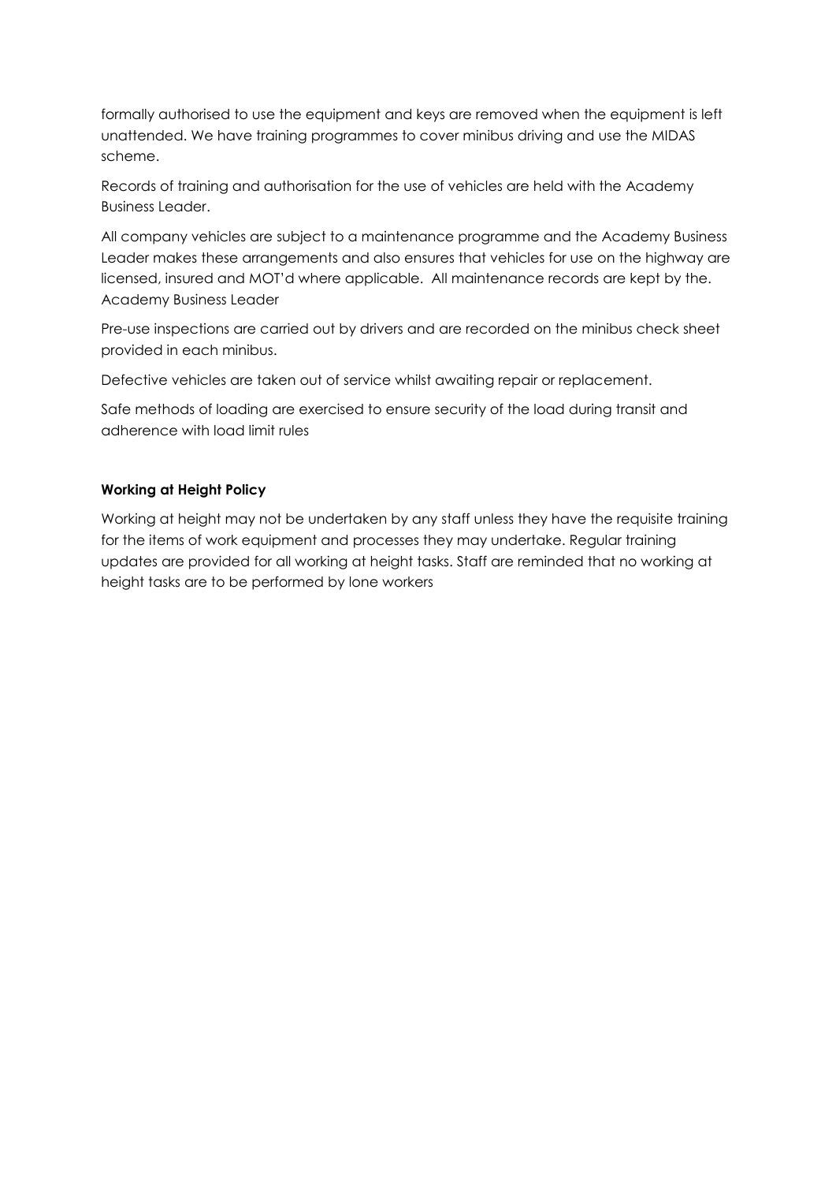formally authorised to use the equipment and keys are removed when the equipment is left unattended. We have training programmes to cover minibus driving and use the MIDAS scheme.

Records of training and authorisation for the use of vehicles are held with the Academy Business Leader.

All company vehicles are subject to a maintenance programme and the Academy Business Leader makes these arrangements and also ensures that vehicles for use on the highway are licensed, insured and MOT'd where applicable. All maintenance records are kept by the. Academy Business Leader

Pre-use inspections are carried out by drivers and are recorded on the minibus check sheet provided in each minibus.

Defective vehicles are taken out of service whilst awaiting repair or replacement.

Safe methods of loading are exercised to ensure security of the load during transit and adherence with load limit rules

**Working at Height Policy**

Working at height may not be undertaken by any staff unless they have the requisite training for the items of work equipment and processes they may undertake. Regular training updates are provided for all working at height tasks. Staff are reminded that no working at height tasks are to be performed by lone workers